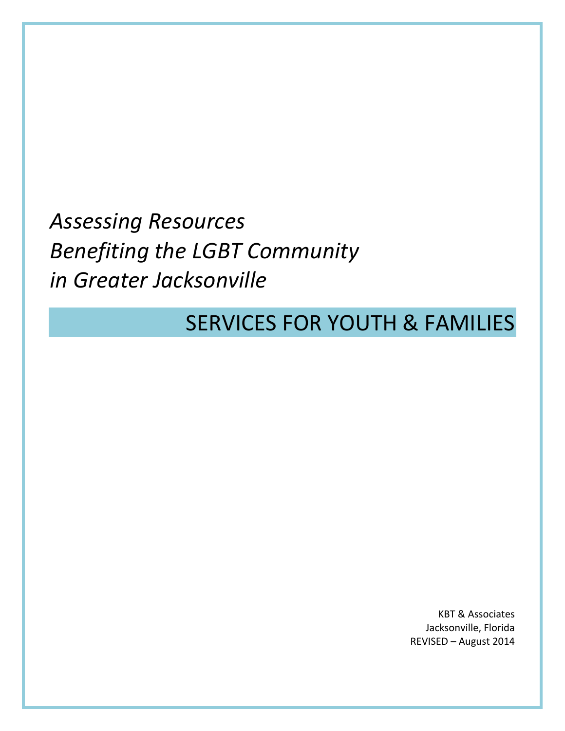# *Assessing Resources Benefiting the LGBT Community in Greater Jacksonville*

## SERVICES FOR YOUTH & FAMILIES

KBT & Associates
Jacksonville, Florida
REVISED – August 2014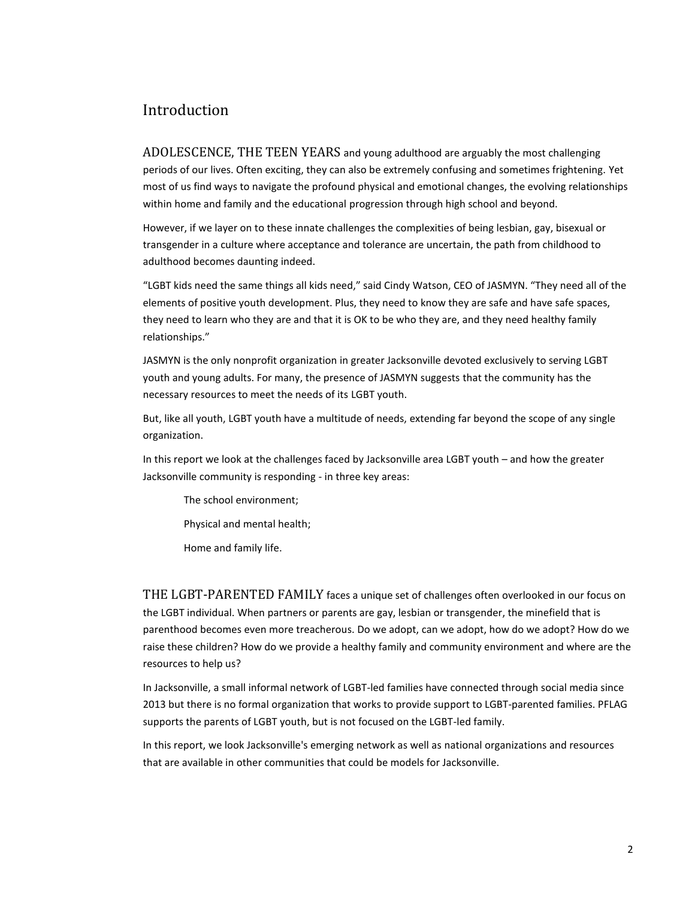# Introduction

ADOLESCENCE, THE TEEN YEARS and young adulthood are arguably the most challenging periods of our lives. Often exciting, they can also be extremely confusing and sometimes frightening. Yet most of us find ways to navigate the profound physical and emotional changes, the evolving relationships within home and family and the educational progression through high school and beyond.

However, if we layer on to these innate challenges the complexities of being lesbian, gay, bisexual or transgender in a culture where acceptance and tolerance are uncertain, the path from childhood to adulthood becomes daunting indeed.

"LGBT kids need the same things all kids need," said Cindy Watson, CEO of JASMYN. "They need all of the elements of positive youth development. Plus, they need to know they are safe and have safe spaces, they need to learn who they are and that it is OK to be who they are, and they need healthy family relationships."

JASMYN is the only nonprofit organization in greater Jacksonville devoted exclusively to serving LGBT youth and young adults. For many, the presence of JASMYN suggests that the community has the necessary resources to meet the needs of its LGBT youth.

But, like all youth, LGBT youth have a multitude of needs, extending far beyond the scope of any single organization.

In this report we look at the challenges faced by Jacksonville area LGBT youth – and how the greater Jacksonville community is responding - in three key areas:

The school environment;

Physical and mental health;

Home and family life.

THE LGBT-PARENTED FAMILY faces a unique set of challenges often overlooked in our focus on the LGBT individual. When partners or parents are gay, lesbian or transgender, the minefield that is parenthood becomes even more treacherous. Do we adopt, can we adopt, how do we adopt? How do we raise these children? How do we provide a healthy family and community environment and where are the resources to help us?

In Jacksonville, a small informal network of LGBT-led families have connected through social media since 2013 but there is no formal organization that works to provide support to LGBT-parented families. PFLAG supports the parents of LGBT youth, but is not focused on the LGBT-led family.

In this report, we look Jacksonville's emerging network as well as national organizations and resources that are available in other communities that could be models for Jacksonville.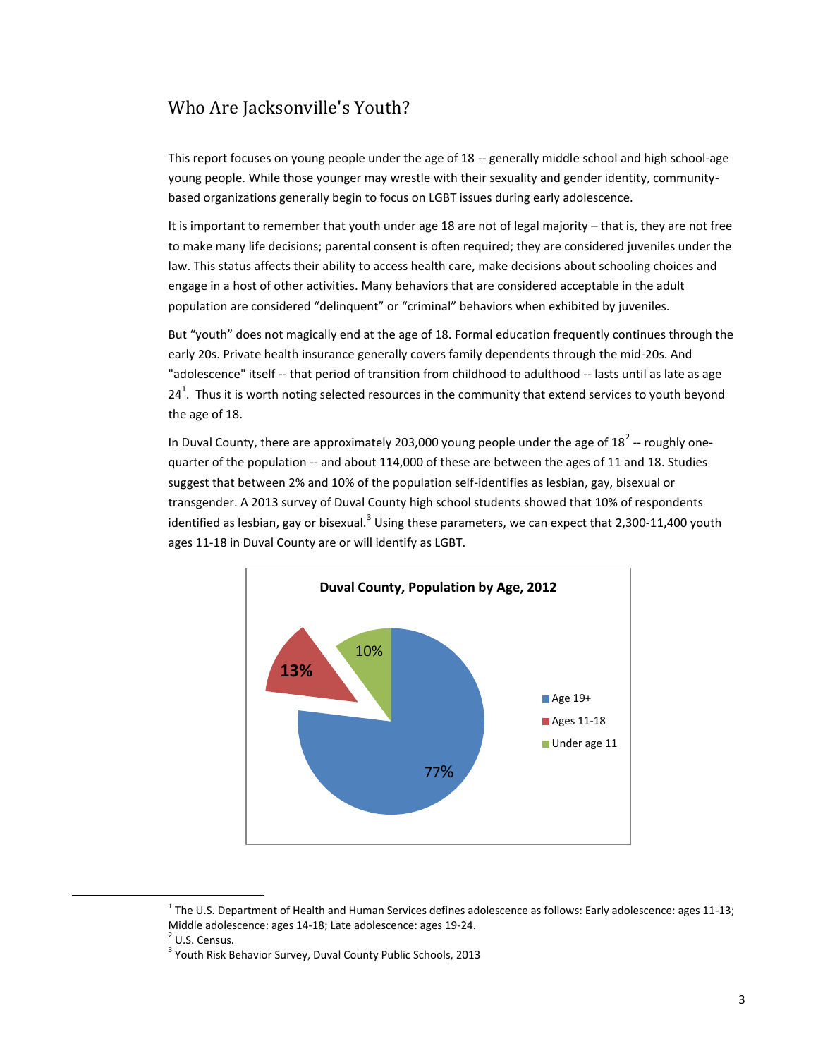## Who Are Jacksonville's Youth?

This report focuses on young people under the age of 18 -- generally middle school and high school-age young people. While those younger may wrestle with their sexuality and gender identity, community-based organizations generally begin to focus on LGBT issues during early adolescence.

It is important to remember that youth under age 18 are not of legal majority – that is, they are not free to make many life decisions; parental consent is often required; they are considered juveniles under the law. This status affects their ability to access health care, make decisions about schooling choices and engage in a host of other activities. Many behaviors that are considered acceptable in the adult population are considered "delinquent" or "criminal" behaviors when exhibited by juveniles.

But "youth" does not magically end at the age of 18. Formal education frequently continues through the early 20s. Private health insurance generally covers family dependents through the mid-20s. And "adolescence" itself -- that period of transition from childhood to adulthood -- lasts until as late as age 24[1]. Thus it is worth noting selected resources in the community that extend services to youth beyond the age of 18.

In Duval County, there are approximately 203,000 young people under the age of 18[2] -- roughly one-quarter of the population -- and about 114,000 of these are between the ages of 11 and 18. Studies suggest that between 2% and 10% of the population self-identifies as lesbian, gay, bisexual or transgender. A 2013 survey of Duval County high school students showed that 10% of respondents identified as lesbian, gay or bisexual.[3] Using these parameters, we can expect that 2,300-11,400 youth ages 11-18 in Duval County are or will identify as LGBT.

**Duval County, Population by Age, 2012**

| Age group | Percent |
|---|---|
| Age 19+ | 77% |
| Ages 11-18 | 13% |
| Under age 11 | 10% |

---

[1] The U.S. Department of Health and Human Services defines adolescence as follows: Early adolescence: ages 11-13; Middle adolescence: ages 14-18; Late adolescence: ages 19-24.

[2] U.S. Census.

[3] Youth Risk Behavior Survey, Duval County Public Schools, 2013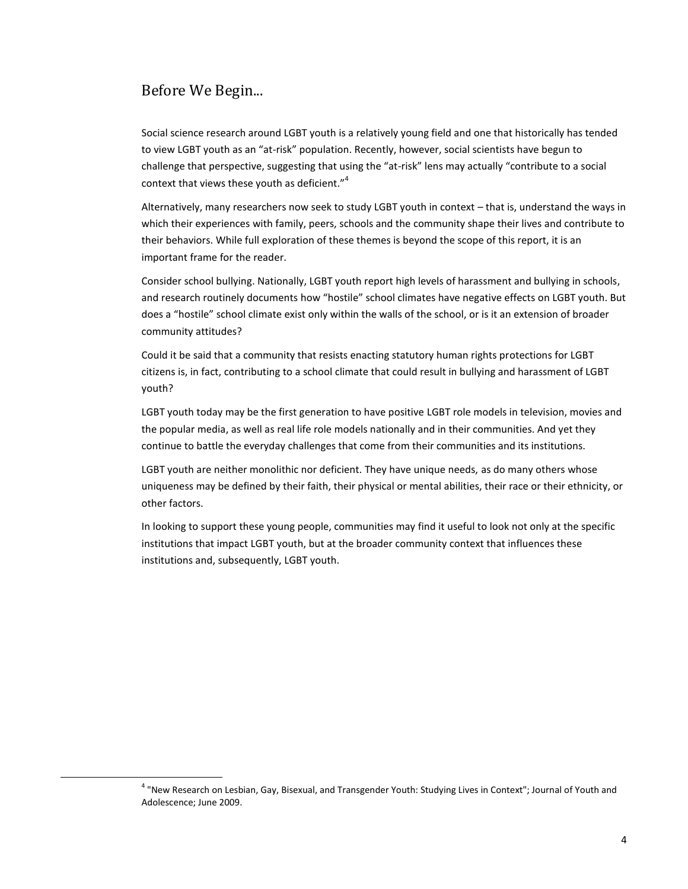## Before We Begin...

Social science research around LGBT youth is a relatively young field and one that historically has tended to view LGBT youth as an "at-risk" population. Recently, however, social scientists have begun to challenge that perspective, suggesting that using the "at-risk" lens may actually "contribute to a social context that views these youth as deficient."[4]

Alternatively, many researchers now seek to study LGBT youth in context – that is, understand the ways in which their experiences with family, peers, schools and the community shape their lives and contribute to their behaviors. While full exploration of these themes is beyond the scope of this report, it is an important frame for the reader.

Consider school bullying. Nationally, LGBT youth report high levels of harassment and bullying in schools, and research routinely documents how "hostile" school climates have negative effects on LGBT youth. But does a "hostile" school climate exist only within the walls of the school, or is it an extension of broader community attitudes?

Could it be said that a community that resists enacting statutory human rights protections for LGBT citizens is, in fact, contributing to a school climate that could result in bullying and harassment of LGBT youth?

LGBT youth today may be the first generation to have positive LGBT role models in television, movies and the popular media, as well as real life role models nationally and in their communities. And yet they continue to battle the everyday challenges that come from their communities and its institutions.

LGBT youth are neither monolithic nor deficient. They have unique needs, as do many others whose uniqueness may be defined by their faith, their physical or mental abilities, their race or their ethnicity, or other factors.

In looking to support these young people, communities may find it useful to look not only at the specific institutions that impact LGBT youth, but at the broader community context that influences these institutions and, subsequently, LGBT youth.

[4] "New Research on Lesbian, Gay, Bisexual, and Transgender Youth: Studying Lives in Context"; Journal of Youth and Adolescence; June 2009.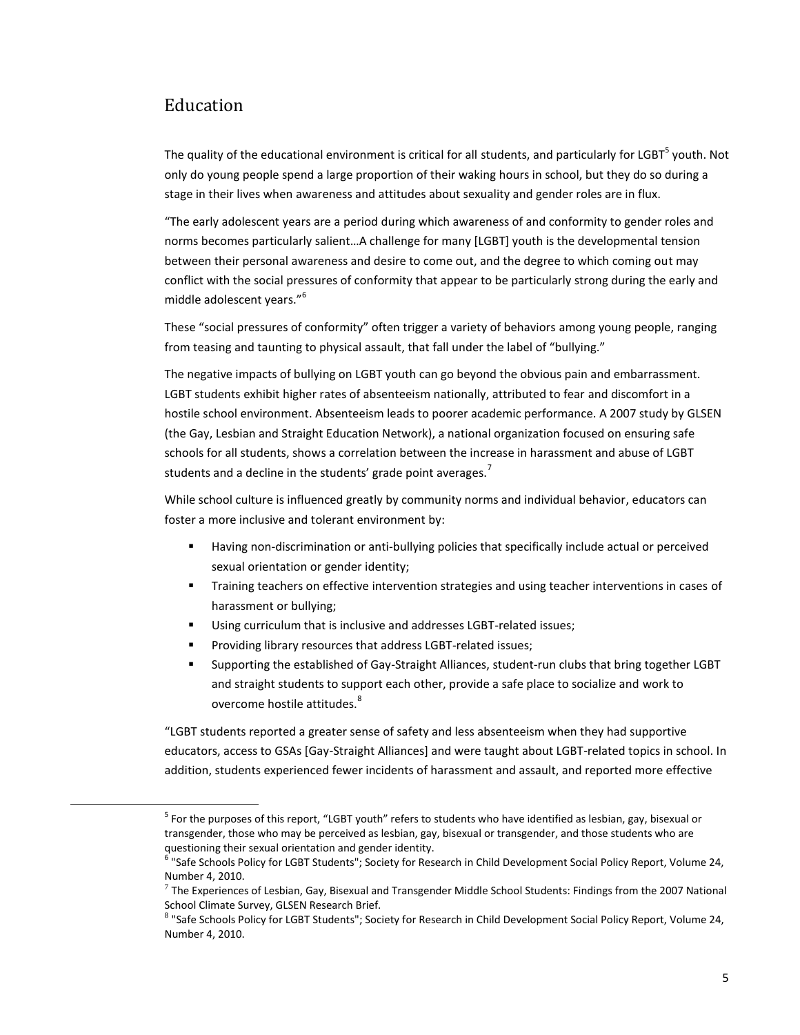## Education

The quality of the educational environment is critical for all students, and particularly for LGBT[5] youth. Not only do young people spend a large proportion of their waking hours in school, but they do so during a stage in their lives when awareness and attitudes about sexuality and gender roles are in flux.

"The early adolescent years are a period during which awareness of and conformity to gender roles and norms becomes particularly salient…A challenge for many [LGBT] youth is the developmental tension between their personal awareness and desire to come out, and the degree to which coming out may conflict with the social pressures of conformity that appear to be particularly strong during the early and middle adolescent years."[6]

These "social pressures of conformity" often trigger a variety of behaviors among young people, ranging from teasing and taunting to physical assault, that fall under the label of "bullying."

The negative impacts of bullying on LGBT youth can go beyond the obvious pain and embarrassment. LGBT students exhibit higher rates of absenteeism nationally, attributed to fear and discomfort in a hostile school environment. Absenteeism leads to poorer academic performance. A 2007 study by GLSEN (the Gay, Lesbian and Straight Education Network), a national organization focused on ensuring safe schools for all students, shows a correlation between the increase in harassment and abuse of LGBT students and a decline in the students' grade point averages.[7]

While school culture is influenced greatly by community norms and individual behavior, educators can foster a more inclusive and tolerant environment by:

- Having non-discrimination or anti-bullying policies that specifically include actual or perceived sexual orientation or gender identity;
- Training teachers on effective intervention strategies and using teacher interventions in cases of harassment or bullying;
- Using curriculum that is inclusive and addresses LGBT-related issues;
- Providing library resources that address LGBT-related issues;
- Supporting the established of Gay-Straight Alliances, student-run clubs that bring together LGBT and straight students to support each other, provide a safe place to socialize and work to overcome hostile attitudes.[8]

"LGBT students reported a greater sense of safety and less absenteeism when they had supportive educators, access to GSAs [Gay-Straight Alliances] and were taught about LGBT-related topics in school. In addition, students experienced fewer incidents of harassment and assault, and reported more effective

---

[5] For the purposes of this report, "LGBT youth" refers to students who have identified as lesbian, gay, bisexual or transgender, those who may be perceived as lesbian, gay, bisexual or transgender, and those students who are questioning their sexual orientation and gender identity.

[6] "Safe Schools Policy for LGBT Students"; Society for Research in Child Development Social Policy Report, Volume 24, Number 4, 2010.

[7] The Experiences of Lesbian, Gay, Bisexual and Transgender Middle School Students: Findings from the 2007 National School Climate Survey, GLSEN Research Brief.

[8] "Safe Schools Policy for LGBT Students"; Society for Research in Child Development Social Policy Report, Volume 24, Number 4, 2010.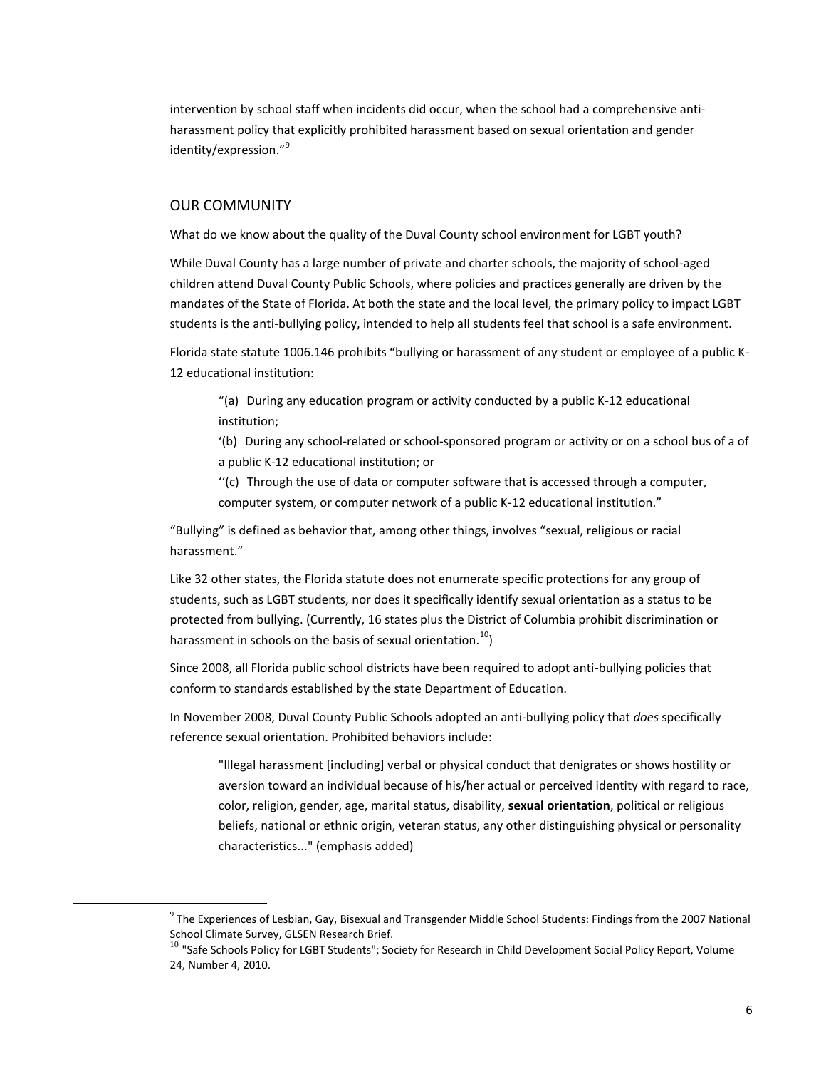intervention by school staff when incidents did occur, when the school had a comprehensive anti-harassment policy that explicitly prohibited harassment based on sexual orientation and gender identity/expression."[9]

## OUR COMMUNITY

What do we know about the quality of the Duval County school environment for LGBT youth?

While Duval County has a large number of private and charter schools, the majority of school-aged children attend Duval County Public Schools, where policies and practices generally are driven by the mandates of the State of Florida. At both the state and the local level, the primary policy to impact LGBT students is the anti-bullying policy, intended to help all students feel that school is a safe environment.

Florida state statute 1006.146 prohibits "bullying or harassment of any student or employee of a public K-12 educational institution:

> "(a) During any education program or activity conducted by a public K-12 educational institution;
>
> '(b) During any school-related or school-sponsored program or activity or on a school bus of a of a public K-12 educational institution; or
>
> ''(c) Through the use of data or computer software that is accessed through a computer, computer system, or computer network of a public K-12 educational institution."

"Bullying" is defined as behavior that, among other things, involves "sexual, religious or racial harassment."

Like 32 other states, the Florida statute does not enumerate specific protections for any group of students, such as LGBT students, nor does it specifically identify sexual orientation as a status to be protected from bullying. (Currently, 16 states plus the District of Columbia prohibit discrimination or harassment in schools on the basis of sexual orientation.[10])

Since 2008, all Florida public school districts have been required to adopt anti-bullying policies that conform to standards established by the state Department of Education.

In November 2008, Duval County Public Schools adopted an anti-bullying policy that ***does*** specifically reference sexual orientation. Prohibited behaviors include:

> "Illegal harassment [including] verbal or physical conduct that denigrates or shows hostility or aversion toward an individual because of his/her actual or perceived identity with regard to race, color, religion, gender, age, marital status, disability, **sexual orientation**, political or religious beliefs, national or ethnic origin, veteran status, any other distinguishing physical or personality characteristics..." (emphasis added)

---

[9] The Experiences of Lesbian, Gay, Bisexual and Transgender Middle School Students: Findings from the 2007 National School Climate Survey, GLSEN Research Brief.

[10] "Safe Schools Policy for LGBT Students"; Society for Research in Child Development Social Policy Report, Volume 24, Number 4, 2010.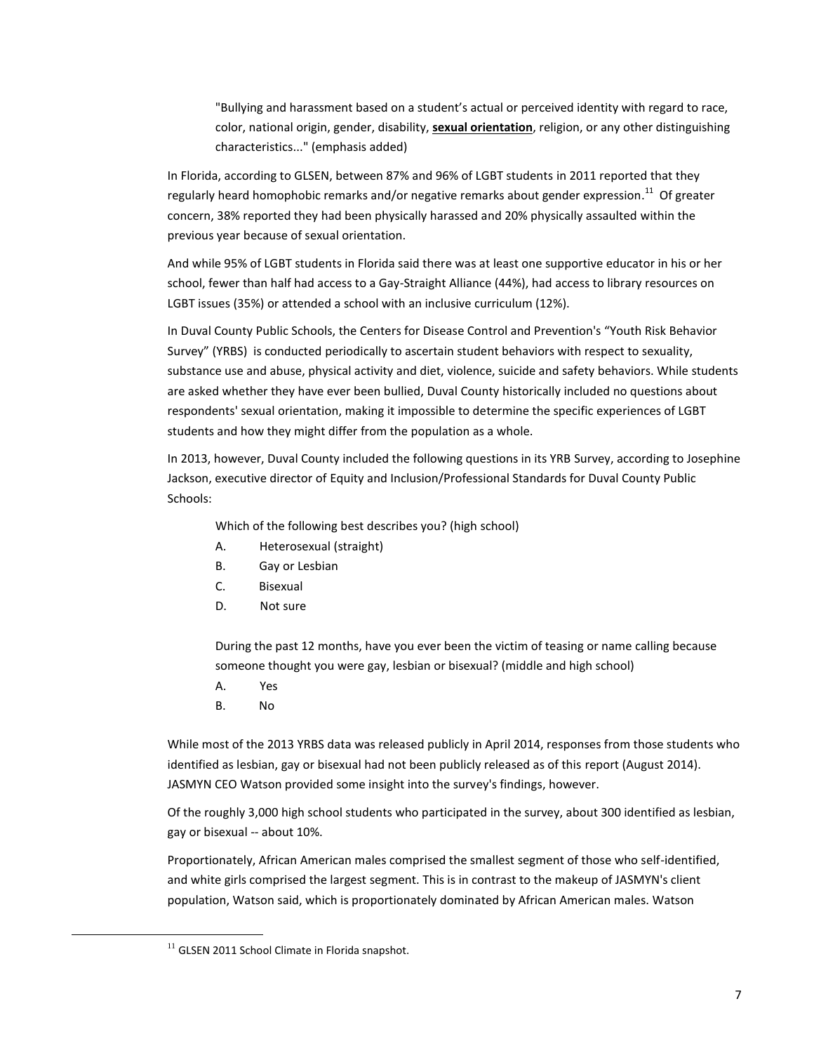"Bullying and harassment based on a student's actual or perceived identity with regard to race, color, national origin, gender, disability, **sexual orientation**, religion, or any other distinguishing characteristics..." (emphasis added)

In Florida, according to GLSEN, between 87% and 96% of LGBT students in 2011 reported that they regularly heard homophobic remarks and/or negative remarks about gender expression.[11] Of greater concern, 38% reported they had been physically harassed and 20% physically assaulted within the previous year because of sexual orientation.

And while 95% of LGBT students in Florida said there was at least one supportive educator in his or her school, fewer than half had access to a Gay-Straight Alliance (44%), had access to library resources on LGBT issues (35%) or attended a school with an inclusive curriculum (12%).

In Duval County Public Schools, the Centers for Disease Control and Prevention's "Youth Risk Behavior Survey" (YRBS) is conducted periodically to ascertain student behaviors with respect to sexuality, substance use and abuse, physical activity and diet, violence, suicide and safety behaviors. While students are asked whether they have ever been bullied, Duval County historically included no questions about respondents' sexual orientation, making it impossible to determine the specific experiences of LGBT students and how they might differ from the population as a whole.

In 2013, however, Duval County included the following questions in its YRB Survey, according to Josephine Jackson, executive director of Equity and Inclusion/Professional Standards for Duval County Public Schools:

Which of the following best describes you? (high school)

A. Heterosexual (straight)
B. Gay or Lesbian
C. Bisexual
D. Not sure

During the past 12 months, have you ever been the victim of teasing or name calling because someone thought you were gay, lesbian or bisexual? (middle and high school)

A. Yes
B. No

While most of the 2013 YRBS data was released publicly in April 2014, responses from those students who identified as lesbian, gay or bisexual had not been publicly released as of this report (August 2014). JASMYN CEO Watson provided some insight into the survey's findings, however.

Of the roughly 3,000 high school students who participated in the survey, about 300 identified as lesbian, gay or bisexual -- about 10%.

Proportionately, African American males comprised the smallest segment of those who self-identified, and white girls comprised the largest segment. This is in contrast to the makeup of JASMYN's client population, Watson said, which is proportionately dominated by African American males. Watson

[11] GLSEN 2011 School Climate in Florida snapshot.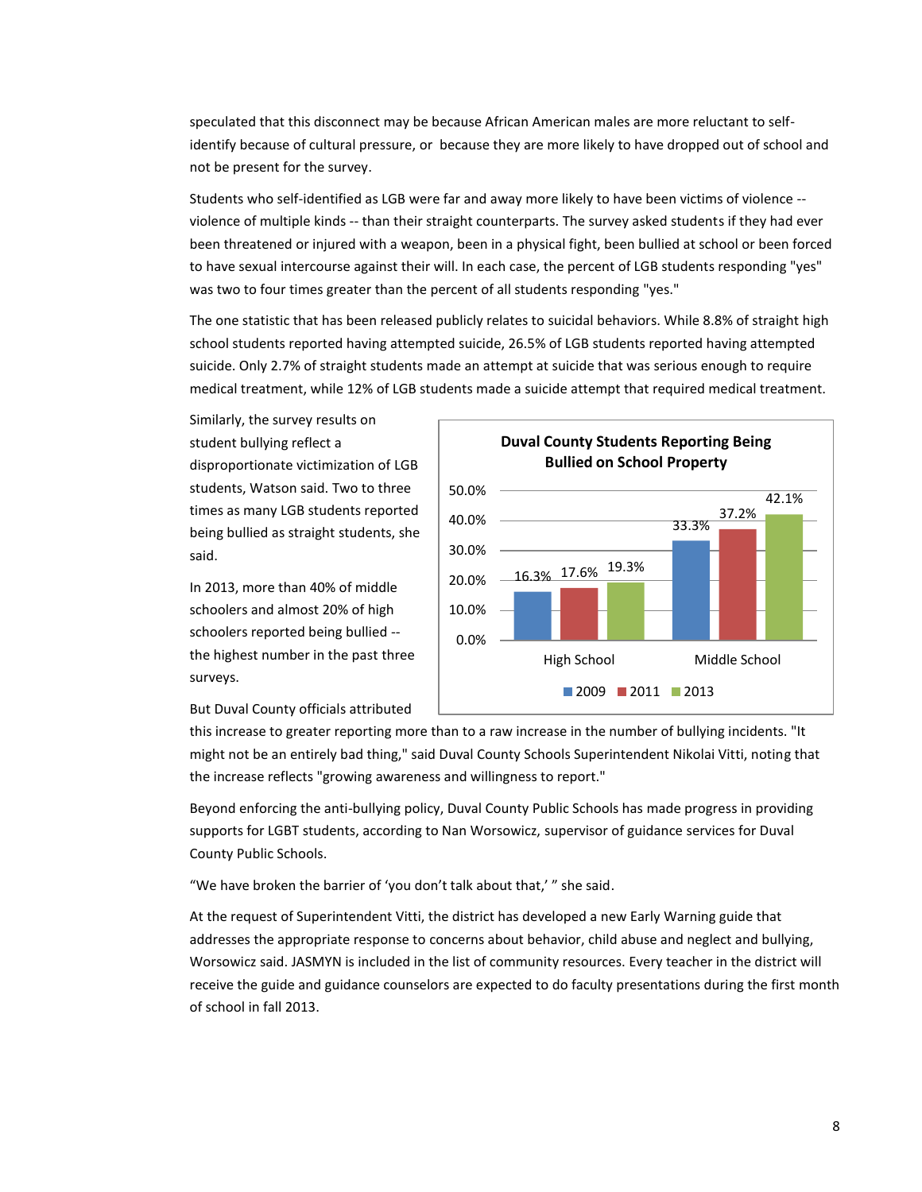speculated that this disconnect may be because African American males are more reluctant to self-identify because of cultural pressure, or because they are more likely to have dropped out of school and not be present for the survey.

Students who self-identified as LGB were far and away more likely to have been victims of violence -- violence of multiple kinds -- than their straight counterparts. The survey asked students if they had ever been threatened or injured with a weapon, been in a physical fight, been bullied at school or been forced to have sexual intercourse against their will. In each case, the percent of LGB students responding "yes" was two to four times greater than the percent of all students responding "yes."

The one statistic that has been released publicly relates to suicidal behaviors. While 8.8% of straight high school students reported having attempted suicide, 26.5% of LGB students reported having attempted suicide. Only 2.7% of straight students made an attempt at suicide that was serious enough to require medical treatment, while 12% of LGB students made a suicide attempt that required medical treatment.

Similarly, the survey results on student bullying reflect a disproportionate victimization of LGB students, Watson said. Two to three times as many LGB students reported being bullied as straight students, she said.

**Duval County Students Reporting Being Bullied on School Property**

| | 2009 | 2011 | 2013 |
|---|---|---|---|
| High School | 16.3% | 17.6% | 19.3% |
| Middle School | 33.3% | 37.2% | 42.1% |

In 2013, more than 40% of middle schoolers and almost 20% of high schoolers reported being bullied -- the highest number in the past three surveys.

But Duval County officials attributed this increase to greater reporting more than to a raw increase in the number of bullying incidents. "It might not be an entirely bad thing," said Duval County Schools Superintendent Nikolai Vitti, noting that the increase reflects "growing awareness and willingness to report."

Beyond enforcing the anti-bullying policy, Duval County Public Schools has made progress in providing supports for LGBT students, according to Nan Worsowicz, supervisor of guidance services for Duval County Public Schools.

"We have broken the barrier of 'you don't talk about that,' " she said.

At the request of Superintendent Vitti, the district has developed a new Early Warning guide that addresses the appropriate response to concerns about behavior, child abuse and neglect and bullying, Worsowicz said. JASMYN is included in the list of community resources. Every teacher in the district will receive the guide and guidance counselors are expected to do faculty presentations during the first month of school in fall 2013.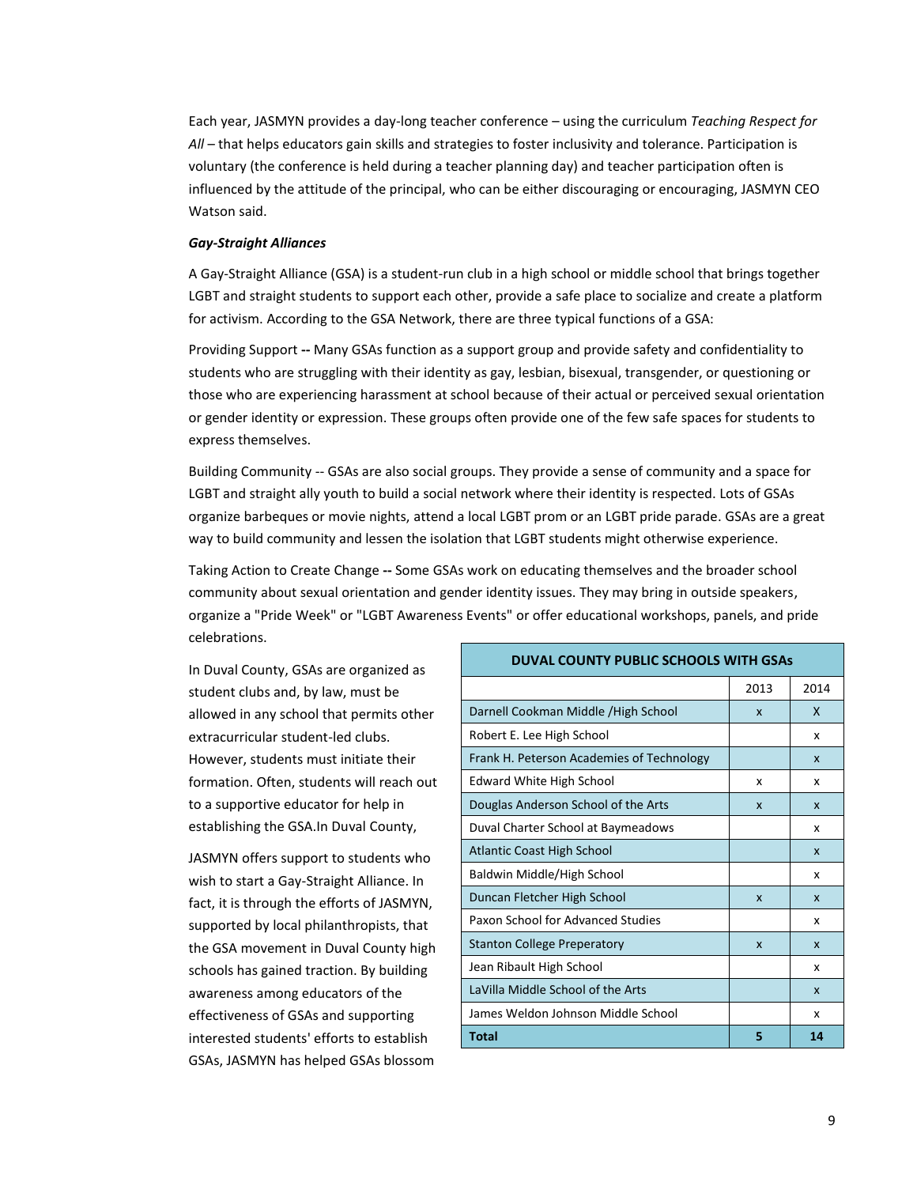Each year, JASMYN provides a day-long teacher conference – using the curriculum *Teaching Respect for All* – that helps educators gain skills and strategies to foster inclusivity and tolerance. Participation is voluntary (the conference is held during a teacher planning day) and teacher participation often is influenced by the attitude of the principal, who can be either discouraging or encouraging, JASMYN CEO Watson said.

***Gay-Straight Alliances***

A Gay-Straight Alliance (GSA) is a student-run club in a high school or middle school that brings together LGBT and straight students to support each other, provide a safe place to socialize and create a platform for activism. According to the GSA Network, there are three typical functions of a GSA:

Providing Support **--** Many GSAs function as a support group and provide safety and confidentiality to students who are struggling with their identity as gay, lesbian, bisexual, transgender, or questioning or those who are experiencing harassment at school because of their actual or perceived sexual orientation or gender identity or expression. These groups often provide one of the few safe spaces for students to express themselves.

Building Community -- GSAs are also social groups. They provide a sense of community and a space for LGBT and straight ally youth to build a social network where their identity is respected. Lots of GSAs organize barbeques or movie nights, attend a local LGBT prom or an LGBT pride parade. GSAs are a great way to build community and lessen the isolation that LGBT students might otherwise experience.

Taking Action to Create Change **--** Some GSAs work on educating themselves and the broader school community about sexual orientation and gender identity issues. They may bring in outside speakers, organize a "Pride Week" or "LGBT Awareness Events" or offer educational workshops, panels, and pride celebrations.

In Duval County, GSAs are organized as student clubs and, by law, must be allowed in any school that permits other extracurricular student-led clubs. However, students must initiate their formation. Often, students will reach out to a supportive educator for help in establishing the GSA.In Duval County,

JASMYN offers support to students who wish to start a Gay-Straight Alliance. In fact, it is through the efforts of JASMYN, supported by local philanthropists, that the GSA movement in Duval County high schools has gained traction. By building awareness among educators of the effectiveness of GSAs and supporting interested students' efforts to establish GSAs, JASMYN has helped GSAs blossom

| **DUVAL COUNTY PUBLIC SCHOOLS WITH GSAs** | | |
|---|---|---|
| | 2013 | 2014 |
| Darnell Cookman Middle /High School | x | X |
| Robert E. Lee High School | | x |
| Frank H. Peterson Academies of Technology | | x |
| Edward White High School | x | x |
| Douglas Anderson School of the Arts | x | x |
| Duval Charter School at Baymeadows | | x |
| Atlantic Coast High School | | x |
| Baldwin Middle/High School | | x |
| Duncan Fletcher High School | x | x |
| Paxon School for Advanced Studies | | x |
| Stanton College Preperatory | x | x |
| Jean Ribault High School | | x |
| LaVilla Middle School of the Arts | | x |
| James Weldon Johnson Middle School | | x |
| **Total** | **5** | **14** |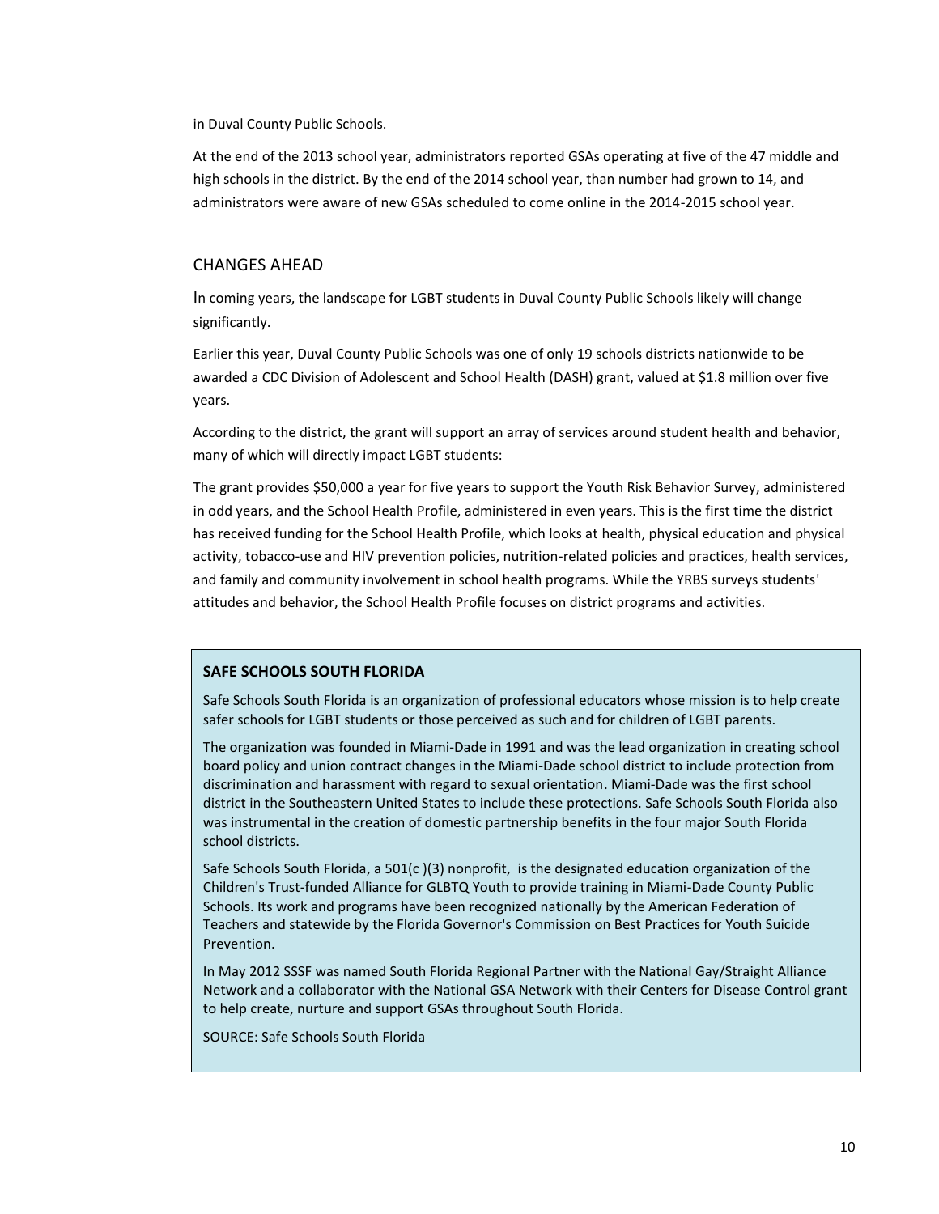in Duval County Public Schools.

At the end of the 2013 school year, administrators reported GSAs operating at five of the 47 middle and high schools in the district. By the end of the 2014 school year, than number had grown to 14, and administrators were aware of new GSAs scheduled to come online in the 2014-2015 school year.

## CHANGES AHEAD

In coming years, the landscape for LGBT students in Duval County Public Schools likely will change significantly.

Earlier this year, Duval County Public Schools was one of only 19 schools districts nationwide to be awarded a CDC Division of Adolescent and School Health (DASH) grant, valued at $1.8 million over five years.

According to the district, the grant will support an array of services around student health and behavior, many of which will directly impact LGBT students:

The grant provides $50,000 a year for five years to support the Youth Risk Behavior Survey, administered in odd years, and the School Health Profile, administered in even years. This is the first time the district has received funding for the School Health Profile, which looks at health, physical education and physical activity, tobacco-use and HIV prevention policies, nutrition-related policies and practices, health services, and family and community involvement in school health programs. While the YRBS surveys students' attitudes and behavior, the School Health Profile focuses on district programs and activities.

**SAFE SCHOOLS SOUTH FLORIDA**

Safe Schools South Florida is an organization of professional educators whose mission is to help create safer schools for LGBT students or those perceived as such and for children of LGBT parents.

The organization was founded in Miami-Dade in 1991 and was the lead organization in creating school board policy and union contract changes in the Miami-Dade school district to include protection from discrimination and harassment with regard to sexual orientation. Miami-Dade was the first school district in the Southeastern United States to include these protections. Safe Schools South Florida also was instrumental in the creation of domestic partnership benefits in the four major South Florida school districts.

Safe Schools South Florida, a 501(c )(3) nonprofit, is the designated education organization of the Children's Trust-funded Alliance for GLBTQ Youth to provide training in Miami-Dade County Public Schools. Its work and programs have been recognized nationally by the American Federation of Teachers and statewide by the Florida Governor's Commission on Best Practices for Youth Suicide Prevention.

In May 2012 SSSF was named South Florida Regional Partner with the National Gay/Straight Alliance Network and a collaborator with the National GSA Network with their Centers for Disease Control grant to help create, nurture and support GSAs throughout South Florida.

SOURCE: Safe Schools South Florida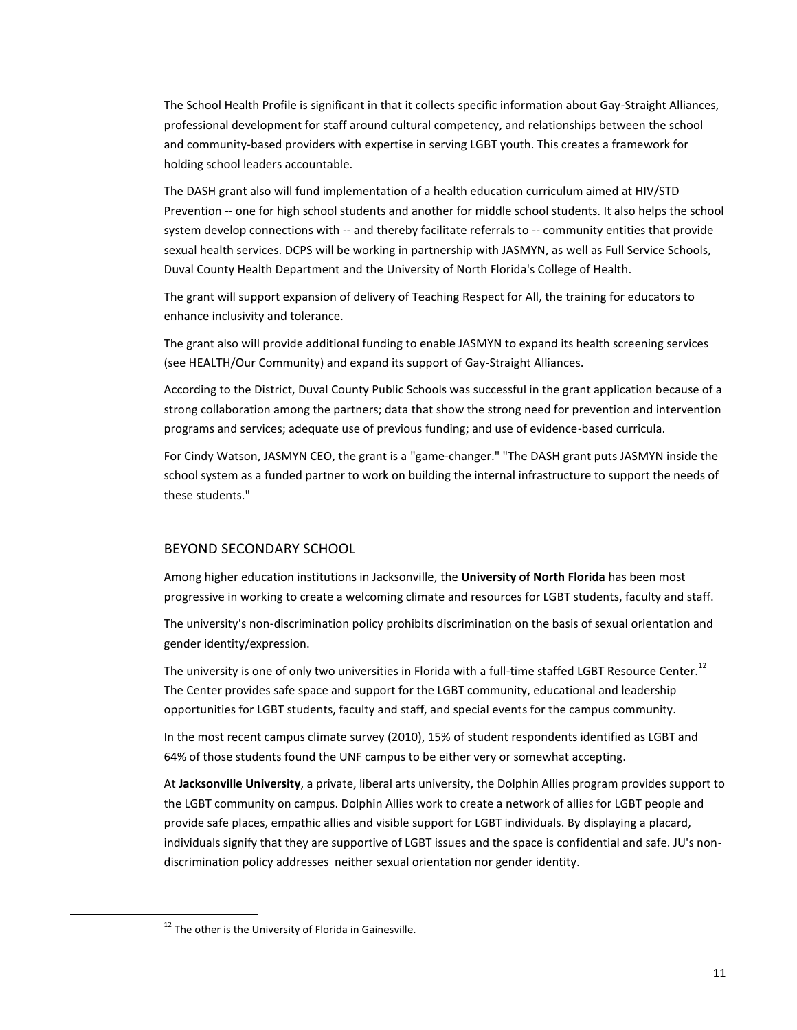The School Health Profile is significant in that it collects specific information about Gay-Straight Alliances, professional development for staff around cultural competency, and relationships between the school and community-based providers with expertise in serving LGBT youth. This creates a framework for holding school leaders accountable.

The DASH grant also will fund implementation of a health education curriculum aimed at HIV/STD Prevention -- one for high school students and another for middle school students. It also helps the school system develop connections with -- and thereby facilitate referrals to -- community entities that provide sexual health services. DCPS will be working in partnership with JASMYN, as well as Full Service Schools, Duval County Health Department and the University of North Florida's College of Health.

The grant will support expansion of delivery of Teaching Respect for All, the training for educators to enhance inclusivity and tolerance.

The grant also will provide additional funding to enable JASMYN to expand its health screening services (see HEALTH/Our Community) and expand its support of Gay-Straight Alliances.

According to the District, Duval County Public Schools was successful in the grant application because of a strong collaboration among the partners; data that show the strong need for prevention and intervention programs and services; adequate use of previous funding; and use of evidence-based curricula.

For Cindy Watson, JASMYN CEO, the grant is a "game-changer." "The DASH grant puts JASMYN inside the school system as a funded partner to work on building the internal infrastructure to support the needs of these students."

## BEYOND SECONDARY SCHOOL

Among higher education institutions in Jacksonville, the **University of North Florida** has been most progressive in working to create a welcoming climate and resources for LGBT students, faculty and staff.

The university's non-discrimination policy prohibits discrimination on the basis of sexual orientation and gender identity/expression.

The university is one of only two universities in Florida with a full-time staffed LGBT Resource Center.[12] The Center provides safe space and support for the LGBT community, educational and leadership opportunities for LGBT students, faculty and staff, and special events for the campus community.

In the most recent campus climate survey (2010), 15% of student respondents identified as LGBT and 64% of those students found the UNF campus to be either very or somewhat accepting.

At **Jacksonville University**, a private, liberal arts university, the Dolphin Allies program provides support to the LGBT community on campus. Dolphin Allies work to create a network of allies for LGBT people and provide safe places, empathic allies and visible support for LGBT individuals. By displaying a placard, individuals signify that they are supportive of LGBT issues and the space is confidential and safe. JU's non-discrimination policy addresses neither sexual orientation nor gender identity.

[12] The other is the University of Florida in Gainesville.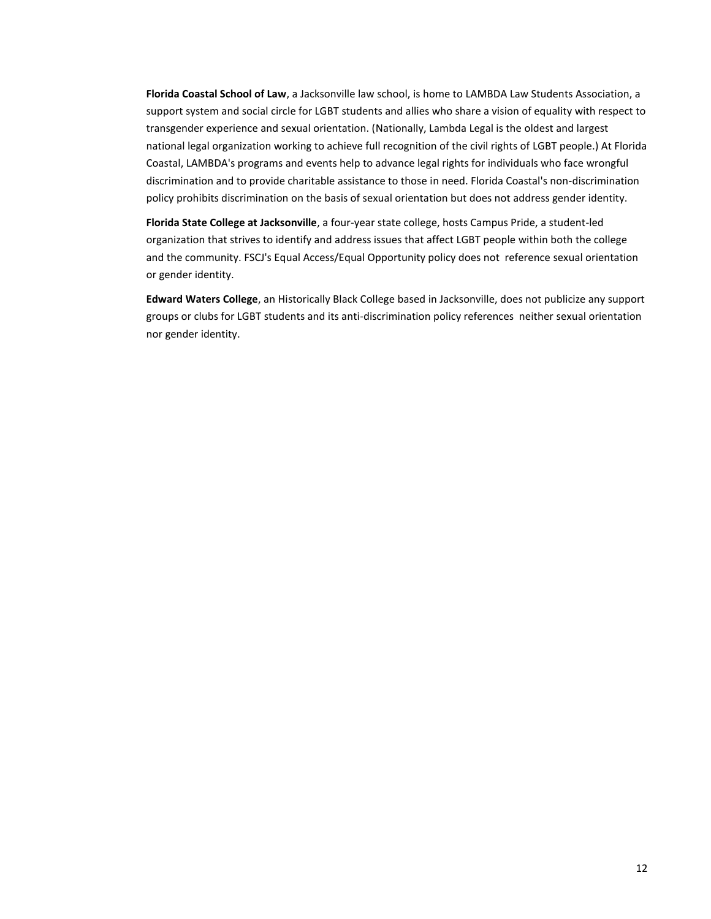**Florida Coastal School of Law**, a Jacksonville law school, is home to LAMBDA Law Students Association, a support system and social circle for LGBT students and allies who share a vision of equality with respect to transgender experience and sexual orientation. (Nationally, Lambda Legal is the oldest and largest national legal organization working to achieve full recognition of the civil rights of LGBT people.) At Florida Coastal, LAMBDA's programs and events help to advance legal rights for individuals who face wrongful discrimination and to provide charitable assistance to those in need. Florida Coastal's non-discrimination policy prohibits discrimination on the basis of sexual orientation but does not address gender identity.

**Florida State College at Jacksonville**, a four-year state college, hosts Campus Pride, a student-led organization that strives to identify and address issues that affect LGBT people within both the college and the community. FSCJ's Equal Access/Equal Opportunity policy does not reference sexual orientation or gender identity.

**Edward Waters College**, an Historically Black College based in Jacksonville, does not publicize any support groups or clubs for LGBT students and its anti-discrimination policy references neither sexual orientation nor gender identity.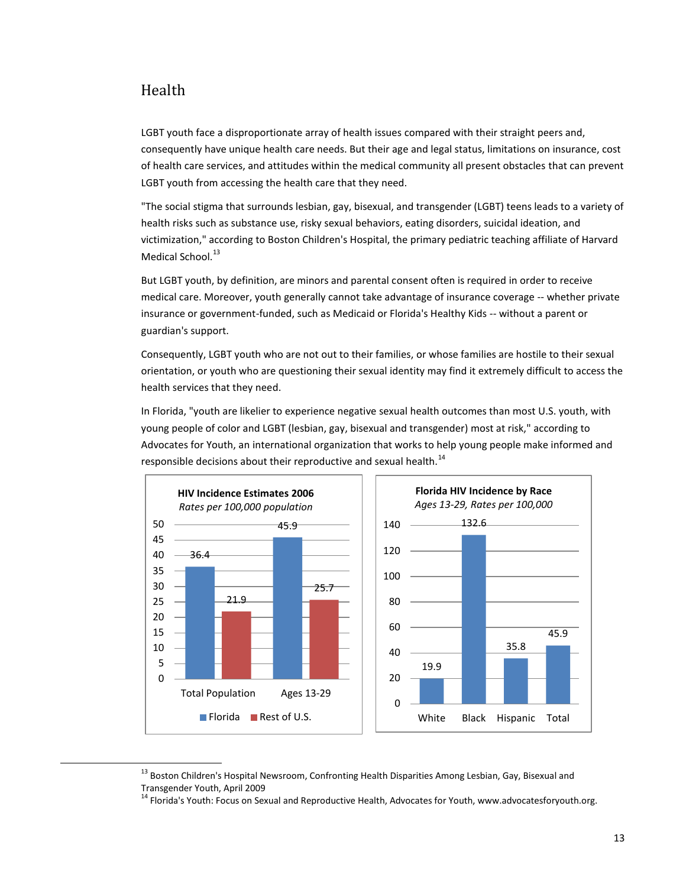## Health

LGBT youth face a disproportionate array of health issues compared with their straight peers and, consequently have unique health care needs. But their age and legal status, limitations on insurance, cost of health care services, and attitudes within the medical community all present obstacles that can prevent LGBT youth from accessing the health care that they need.

"The social stigma that surrounds lesbian, gay, bisexual, and transgender (LGBT) teens leads to a variety of health risks such as substance use, risky sexual behaviors, eating disorders, suicidal ideation, and victimization," according to Boston Children's Hospital, the primary pediatric teaching affiliate of Harvard Medical School.[13]

But LGBT youth, by definition, are minors and parental consent often is required in order to receive medical care. Moreover, youth generally cannot take advantage of insurance coverage -- whether private insurance or government-funded, such as Medicaid or Florida's Healthy Kids -- without a parent or guardian's support.

Consequently, LGBT youth who are not out to their families, or whose families are hostile to their sexual orientation, or youth who are questioning their sexual identity may find it extremely difficult to access the health services that they need.

In Florida, "youth are likelier to experience negative sexual health outcomes than most U.S. youth, with young people of color and LGBT (lesbian, gay, bisexual and transgender) most at risk," according to Advocates for Youth, an international organization that works to help young people make informed and responsible decisions about their reproductive and sexual health.[14]

**HIV Incidence Estimates 2006**
*Rates per 100,000 population*

| | Florida | Rest of U.S. |
|---|---|---|
| Total Population | 36.4 | 21.9 |
| Ages 13-29 | 45.9 | 25.7 |

**Florida HIV Incidence by Race**
*Ages 13-29, Rates per 100,000*

| White | Black | Hispanic | Total |
|---|---|---|---|
| 19.9 | 132.6 | 35.8 | 45.9 |

[13] Boston Children's Hospital Newsroom, Confronting Health Disparities Among Lesbian, Gay, Bisexual and Transgender Youth, April 2009

[14] Florida's Youth: Focus on Sexual and Reproductive Health, Advocates for Youth, www.advocatesforyouth.org.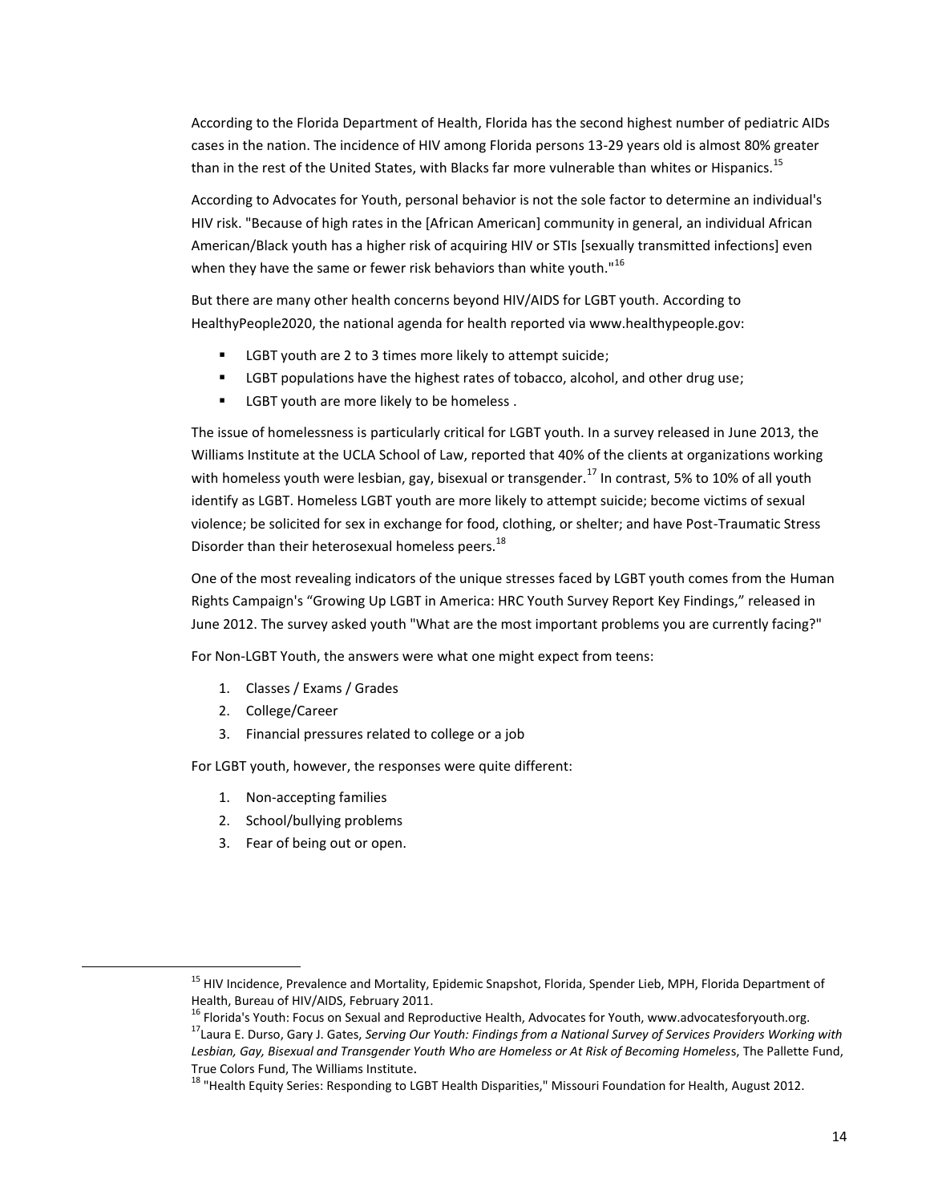According to the Florida Department of Health, Florida has the second highest number of pediatric AIDs cases in the nation. The incidence of HIV among Florida persons 13-29 years old is almost 80% greater than in the rest of the United States, with Blacks far more vulnerable than whites or Hispanics.[15]

According to Advocates for Youth, personal behavior is not the sole factor to determine an individual's HIV risk. "Because of high rates in the [African American] community in general, an individual African American/Black youth has a higher risk of acquiring HIV or STIs [sexually transmitted infections] even when they have the same or fewer risk behaviors than white youth."[16]

But there are many other health concerns beyond HIV/AIDS for LGBT youth. According to HealthyPeople2020, the national agenda for health reported via www.healthypeople.gov:

- LGBT youth are 2 to 3 times more likely to attempt suicide;
- LGBT populations have the highest rates of tobacco, alcohol, and other drug use;
- LGBT youth are more likely to be homeless .

The issue of homelessness is particularly critical for LGBT youth. In a survey released in June 2013, the Williams Institute at the UCLA School of Law, reported that 40% of the clients at organizations working with homeless youth were lesbian, gay, bisexual or transgender.[17] In contrast, 5% to 10% of all youth identify as LGBT. Homeless LGBT youth are more likely to attempt suicide; become victims of sexual violence; be solicited for sex in exchange for food, clothing, or shelter; and have Post-Traumatic Stress Disorder than their heterosexual homeless peers.[18]

One of the most revealing indicators of the unique stresses faced by LGBT youth comes from the Human Rights Campaign's "Growing Up LGBT in America: HRC Youth Survey Report Key Findings," released in June 2012. The survey asked youth "What are the most important problems you are currently facing?"

For Non-LGBT Youth, the answers were what one might expect from teens:

1. Classes / Exams / Grades
2. College/Career
3. Financial pressures related to college or a job

For LGBT youth, however, the responses were quite different:

1. Non-accepting families
2. School/bullying problems
3. Fear of being out or open.

---

[15] HIV Incidence, Prevalence and Mortality, Epidemic Snapshot, Florida, Spender Lieb, MPH, Florida Department of Health, Bureau of HIV/AIDS, February 2011.

[16] Florida's Youth: Focus on Sexual and Reproductive Health, Advocates for Youth, www.advocatesforyouth.org.

[17] Laura E. Durso, Gary J. Gates, *Serving Our Youth: Findings from a National Survey of Services Providers Working with Lesbian, Gay, Bisexual and Transgender Youth Who are Homeless or At Risk of Becoming Homeless*, The Pallette Fund, True Colors Fund, The Williams Institute.

[18] "Health Equity Series: Responding to LGBT Health Disparities," Missouri Foundation for Health, August 2012.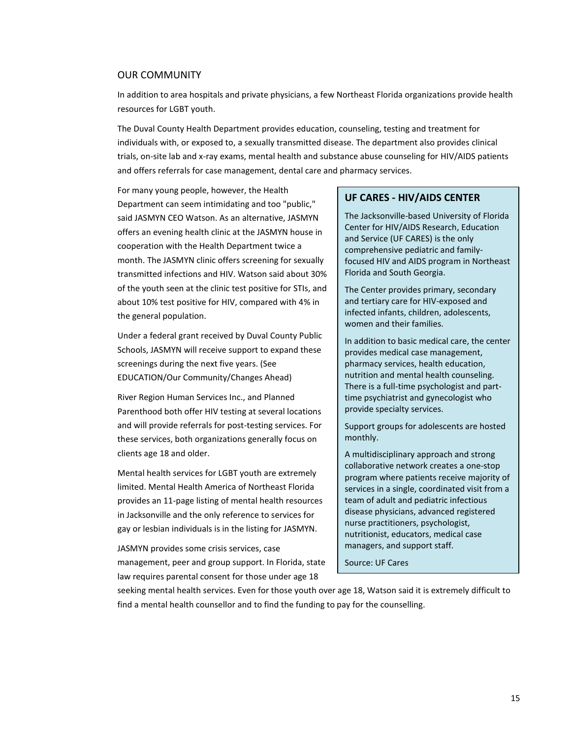## OUR COMMUNITY

In addition to area hospitals and private physicians, a few Northeast Florida organizations provide health resources for LGBT youth.

The Duval County Health Department provides education, counseling, testing and treatment for individuals with, or exposed to, a sexually transmitted disease. The department also provides clinical trials, on-site lab and x-ray exams, mental health and substance abuse counseling for HIV/AIDS patients and offers referrals for case management, dental care and pharmacy services.

For many young people, however, the Health Department can seem intimidating and too "public," said JASMYN CEO Watson. As an alternative, JASMYN offers an evening health clinic at the JASMYN house in cooperation with the Health Department twice a month. The JASMYN clinic offers screening for sexually transmitted infections and HIV. Watson said about 30% of the youth seen at the clinic test positive for STIs, and about 10% test positive for HIV, compared with 4% in the general population.

Under a federal grant received by Duval County Public Schools, JASMYN will receive support to expand these screenings during the next five years. (See EDUCATION/Our Community/Changes Ahead)

River Region Human Services Inc., and Planned Parenthood both offer HIV testing at several locations and will provide referrals for post-testing services. For these services, both organizations generally focus on clients age 18 and older.

Mental health services for LGBT youth are extremely limited. Mental Health America of Northeast Florida provides an 11-page listing of mental health resources in Jacksonville and the only reference to services for gay or lesbian individuals is in the listing for JASMYN.

JASMYN provides some crisis services, case management, peer and group support. In Florida, state law requires parental consent for those under age 18 seeking mental health services. Even for those youth over age 18, Watson said it is extremely difficult to find a mental health counsellor and to find the funding to pay for the counselling.

### UF CARES - HIV/AIDS CENTER

The Jacksonville-based University of Florida Center for HIV/AIDS Research, Education and Service (UF CARES) is the only comprehensive pediatric and family-focused HIV and AIDS program in Northeast Florida and South Georgia.

The Center provides primary, secondary and tertiary care for HIV-exposed and infected infants, children, adolescents, women and their families.

In addition to basic medical care, the center provides medical case management, pharmacy services, health education, nutrition and mental health counseling. There is a full-time psychologist and part-time psychiatrist and gynecologist who provide specialty services.

Support groups for adolescents are hosted monthly.

A multidisciplinary approach and strong collaborative network creates a one-stop program where patients receive majority of services in a single, coordinated visit from a team of adult and pediatric infectious disease physicians, advanced registered nurse practitioners, psychologist, nutritionist, educators, medical case managers, and support staff.

Source: UF Cares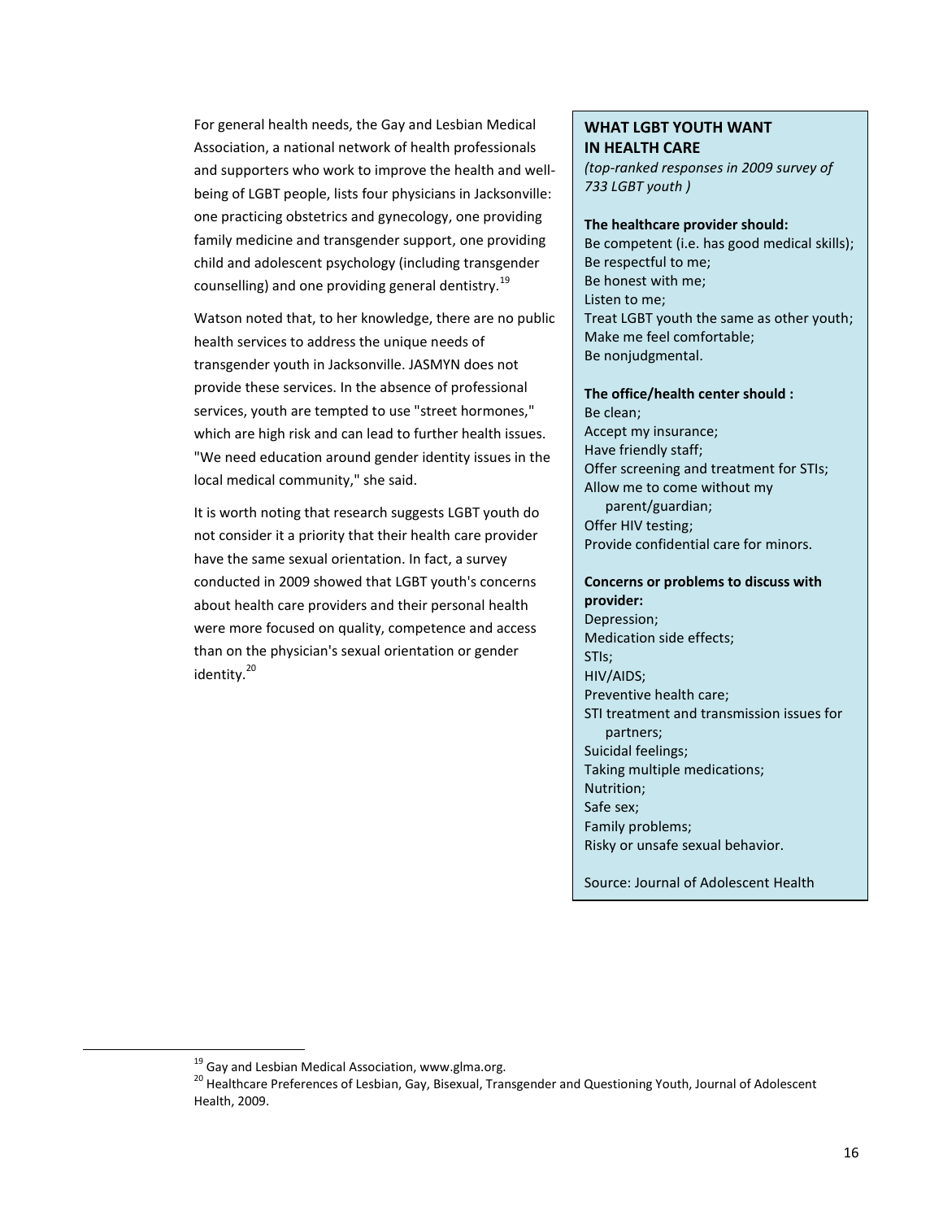For general health needs, the Gay and Lesbian Medical Association, a national network of health professionals and supporters who work to improve the health and well-being of LGBT people, lists four physicians in Jacksonville: one practicing obstetrics and gynecology, one providing family medicine and transgender support, one providing child and adolescent psychology (including transgender counselling) and one providing general dentistry.[19]

Watson noted that, to her knowledge, there are no public health services to address the unique needs of transgender youth in Jacksonville. JASMYN does not provide these services. In the absence of professional services, youth are tempted to use "street hormones," which are high risk and can lead to further health issues. "We need education around gender identity issues in the local medical community," she said.

It is worth noting that research suggests LGBT youth do not consider it a priority that their health care provider have the same sexual orientation. In fact, a survey conducted in 2009 showed that LGBT youth's concerns about health care providers and their personal health were more focused on quality, competence and access than on the physician's sexual orientation or gender identity.[20]

**WHAT LGBT YOUTH WANT IN HEALTH CARE**

*(top-ranked responses in 2009 survey of 733 LGBT youth )*

**The healthcare provider should:**

Be competent (i.e. has good medical skills);
Be respectful to me;
Be honest with me;
Listen to me;
Treat LGBT youth the same as other youth;
Make me feel comfortable;
Be nonjudgmental.

**The office/health center should :**

Be clean;
Accept my insurance;
Have friendly staff;
Offer screening and treatment for STIs;
Allow me to come without my parent/guardian;
Offer HIV testing;
Provide confidential care for minors.

**Concerns or problems to discuss with provider:**

Depression;
Medication side effects;
STIs;
HIV/AIDS;
Preventive health care;
STI treatment and transmission issues for partners;
Suicidal feelings;
Taking multiple medications;
Nutrition;
Safe sex;
Family problems;
Risky or unsafe sexual behavior.

Source: Journal of Adolescent Health

---

[19] Gay and Lesbian Medical Association, www.glma.org.

[20] Healthcare Preferences of Lesbian, Gay, Bisexual, Transgender and Questioning Youth, Journal of Adolescent Health, 2009.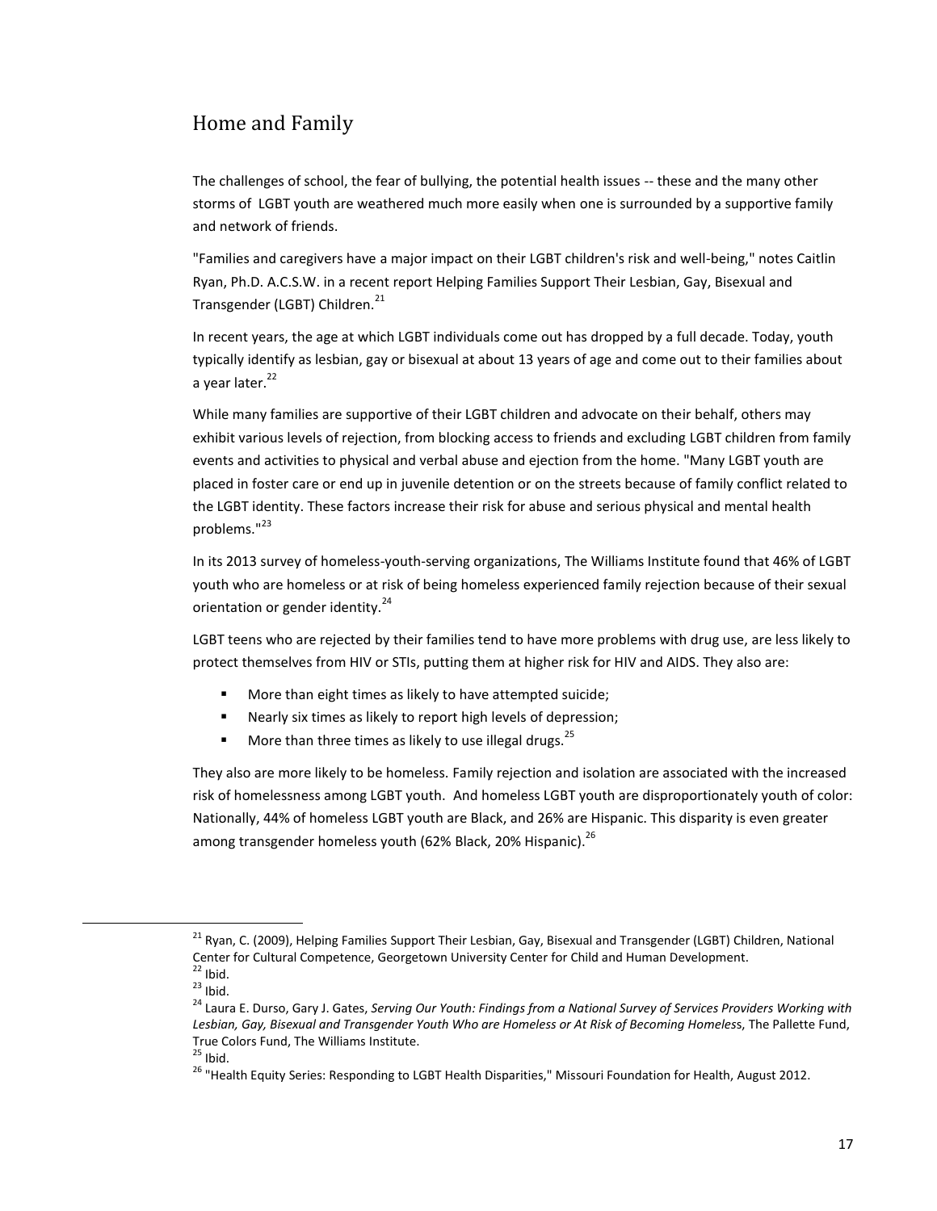## Home and Family

The challenges of school, the fear of bullying, the potential health issues -- these and the many other storms of LGBT youth are weathered much more easily when one is surrounded by a supportive family and network of friends.

"Families and caregivers have a major impact on their LGBT children's risk and well-being," notes Caitlin Ryan, Ph.D. A.C.S.W. in a recent report Helping Families Support Their Lesbian, Gay, Bisexual and Transgender (LGBT) Children.[21]

In recent years, the age at which LGBT individuals come out has dropped by a full decade. Today, youth typically identify as lesbian, gay or bisexual at about 13 years of age and come out to their families about a year later.[22]

While many families are supportive of their LGBT children and advocate on their behalf, others may exhibit various levels of rejection, from blocking access to friends and excluding LGBT children from family events and activities to physical and verbal abuse and ejection from the home. "Many LGBT youth are placed in foster care or end up in juvenile detention or on the streets because of family conflict related to the LGBT identity. These factors increase their risk for abuse and serious physical and mental health problems."[23]

In its 2013 survey of homeless-youth-serving organizations, The Williams Institute found that 46% of LGBT youth who are homeless or at risk of being homeless experienced family rejection because of their sexual orientation or gender identity.[24]

LGBT teens who are rejected by their families tend to have more problems with drug use, are less likely to protect themselves from HIV or STIs, putting them at higher risk for HIV and AIDS. They also are:

- More than eight times as likely to have attempted suicide;
- Nearly six times as likely to report high levels of depression;
- More than three times as likely to use illegal drugs.[25]

They also are more likely to be homeless. Family rejection and isolation are associated with the increased risk of homelessness among LGBT youth. And homeless LGBT youth are disproportionately youth of color: Nationally, 44% of homeless LGBT youth are Black, and 26% are Hispanic. This disparity is even greater among transgender homeless youth (62% Black, 20% Hispanic).[26]

---

[21] Ryan, C. (2009), Helping Families Support Their Lesbian, Gay, Bisexual and Transgender (LGBT) Children, National Center for Cultural Competence, Georgetown University Center for Child and Human Development.

[22] Ibid.

[23] Ibid.

[24] Laura E. Durso, Gary J. Gates, *Serving Our Youth: Findings from a National Survey of Services Providers Working with Lesbian, Gay, Bisexual and Transgender Youth Who are Homeless or At Risk of Becoming Homeless*, The Pallette Fund, True Colors Fund, The Williams Institute.

[25] Ibid.

[26] "Health Equity Series: Responding to LGBT Health Disparities," Missouri Foundation for Health, August 2012.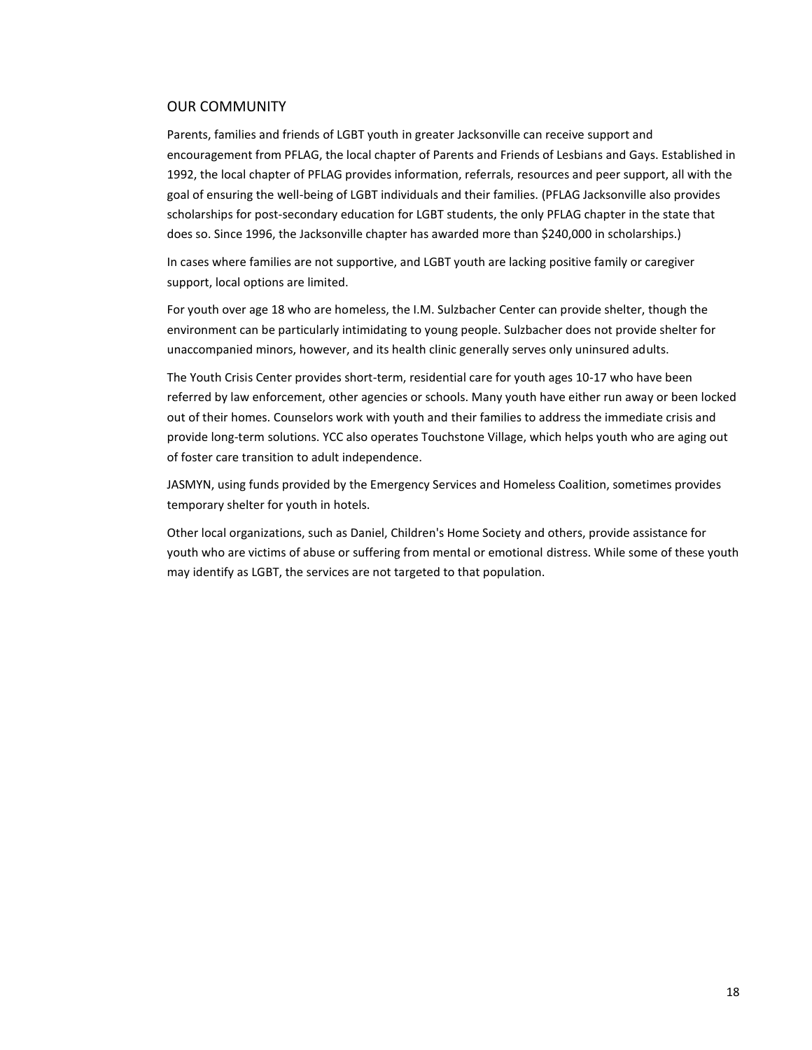## OUR COMMUNITY

Parents, families and friends of LGBT youth in greater Jacksonville can receive support and encouragement from PFLAG, the local chapter of Parents and Friends of Lesbians and Gays. Established in 1992, the local chapter of PFLAG provides information, referrals, resources and peer support, all with the goal of ensuring the well-being of LGBT individuals and their families. (PFLAG Jacksonville also provides scholarships for post-secondary education for LGBT students, the only PFLAG chapter in the state that does so. Since 1996, the Jacksonville chapter has awarded more than $240,000 in scholarships.)

In cases where families are not supportive, and LGBT youth are lacking positive family or caregiver support, local options are limited.

For youth over age 18 who are homeless, the I.M. Sulzbacher Center can provide shelter, though the environment can be particularly intimidating to young people. Sulzbacher does not provide shelter for unaccompanied minors, however, and its health clinic generally serves only uninsured adults.

The Youth Crisis Center provides short-term, residential care for youth ages 10-17 who have been referred by law enforcement, other agencies or schools. Many youth have either run away or been locked out of their homes. Counselors work with youth and their families to address the immediate crisis and provide long-term solutions. YCC also operates Touchstone Village, which helps youth who are aging out of foster care transition to adult independence.

JASMYN, using funds provided by the Emergency Services and Homeless Coalition, sometimes provides temporary shelter for youth in hotels.

Other local organizations, such as Daniel, Children's Home Society and others, provide assistance for youth who are victims of abuse or suffering from mental or emotional distress. While some of these youth may identify as LGBT, the services are not targeted to that population.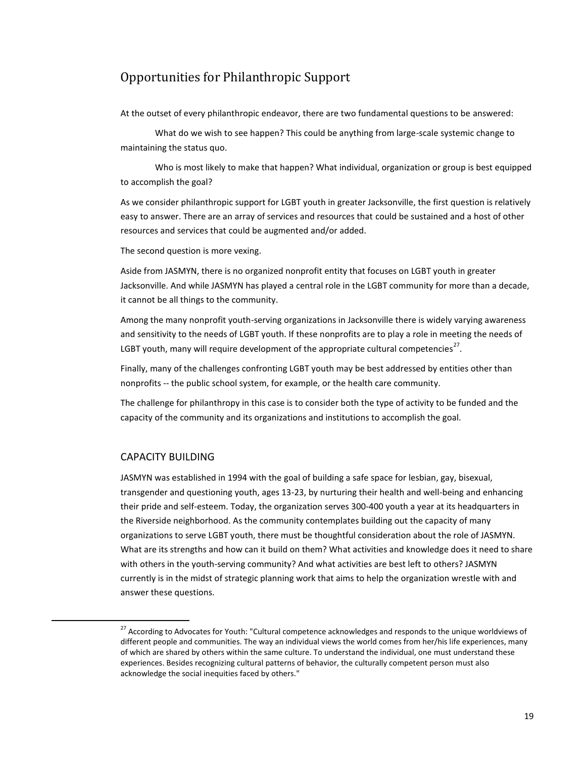## Opportunities for Philanthropic Support

At the outset of every philanthropic endeavor, there are two fundamental questions to be answered:

What do we wish to see happen? This could be anything from large-scale systemic change to maintaining the status quo.

Who is most likely to make that happen? What individual, organization or group is best equipped to accomplish the goal?

As we consider philanthropic support for LGBT youth in greater Jacksonville, the first question is relatively easy to answer. There are an array of services and resources that could be sustained and a host of other resources and services that could be augmented and/or added.

The second question is more vexing.

Aside from JASMYN, there is no organized nonprofit entity that focuses on LGBT youth in greater Jacksonville. And while JASMYN has played a central role in the LGBT community for more than a decade, it cannot be all things to the community.

Among the many nonprofit youth-serving organizations in Jacksonville there is widely varying awareness and sensitivity to the needs of LGBT youth. If these nonprofits are to play a role in meeting the needs of LGBT youth, many will require development of the appropriate cultural competencies[27].

Finally, many of the challenges confronting LGBT youth may be best addressed by entities other than nonprofits -- the public school system, for example, or the health care community.

The challenge for philanthropy in this case is to consider both the type of activity to be funded and the capacity of the community and its organizations and institutions to accomplish the goal.

### CAPACITY BUILDING

JASMYN was established in 1994 with the goal of building a safe space for lesbian, gay, bisexual, transgender and questioning youth, ages 13-23, by nurturing their health and well-being and enhancing their pride and self-esteem. Today, the organization serves 300-400 youth a year at its headquarters in the Riverside neighborhood. As the community contemplates building out the capacity of many organizations to serve LGBT youth, there must be thoughtful consideration about the role of JASMYN. What are its strengths and how can it build on them? What activities and knowledge does it need to share with others in the youth-serving community? And what activities are best left to others? JASMYN currently is in the midst of strategic planning work that aims to help the organization wrestle with and answer these questions.

---

[27] According to Advocates for Youth: "Cultural competence acknowledges and responds to the unique worldviews of different people and communities. The way an individual views the world comes from her/his life experiences, many of which are shared by others within the same culture. To understand the individual, one must understand these experiences. Besides recognizing cultural patterns of behavior, the culturally competent person must also acknowledge the social inequities faced by others."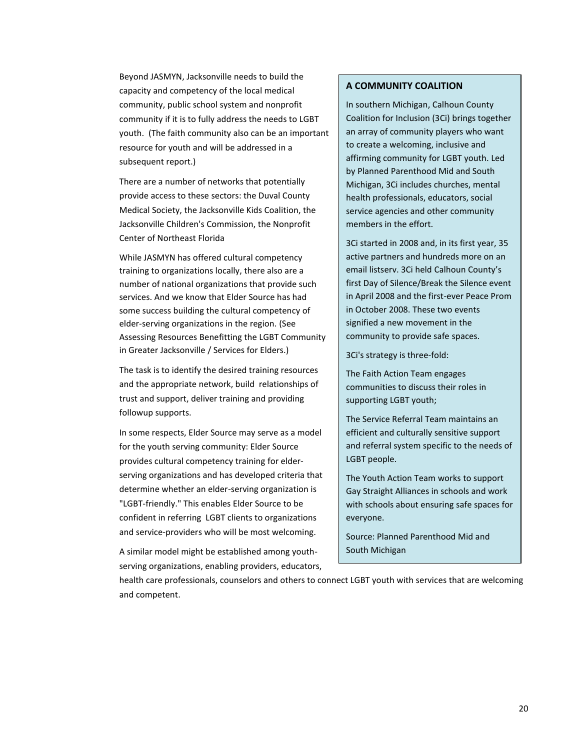Beyond JASMYN, Jacksonville needs to build the capacity and competency of the local medical community, public school system and nonprofit community if it is to fully address the needs to LGBT youth. (The faith community also can be an important resource for youth and will be addressed in a subsequent report.)

There are a number of networks that potentially provide access to these sectors: the Duval County Medical Society, the Jacksonville Kids Coalition, the Jacksonville Children's Commission, the Nonprofit Center of Northeast Florida

While JASMYN has offered cultural competency training to organizations locally, there also are a number of national organizations that provide such services. And we know that Elder Source has had some success building the cultural competency of elder-serving organizations in the region. (See Assessing Resources Benefitting the LGBT Community in Greater Jacksonville / Services for Elders.)

The task is to identify the desired training resources and the appropriate network, build relationships of trust and support, deliver training and providing followup supports.

In some respects, Elder Source may serve as a model for the youth serving community: Elder Source provides cultural competency training for elder-serving organizations and has developed criteria that determine whether an elder-serving organization is "LGBT-friendly." This enables Elder Source to be confident in referring LGBT clients to organizations and service-providers who will be most welcoming.

A similar model might be established among youth-serving organizations, enabling providers, educators, health care professionals, counselors and others to connect LGBT youth with services that are welcoming and competent.

**A COMMUNITY COALITION**

In southern Michigan, Calhoun County Coalition for Inclusion (3Ci) brings together an array of community players who want to create a welcoming, inclusive and affirming community for LGBT youth. Led by Planned Parenthood Mid and South Michigan, 3Ci includes churches, mental health professionals, educators, social service agencies and other community members in the effort.

3Ci started in 2008 and, in its first year, 35 active partners and hundreds more on an email listserv. 3Ci held Calhoun County's first Day of Silence/Break the Silence event in April 2008 and the first-ever Peace Prom in October 2008. These two events signified a new movement in the community to provide safe spaces.

3Ci's strategy is three-fold:

The Faith Action Team engages communities to discuss their roles in supporting LGBT youth;

The Service Referral Team maintains an efficient and culturally sensitive support and referral system specific to the needs of LGBT people.

The Youth Action Team works to support Gay Straight Alliances in schools and work with schools about ensuring safe spaces for everyone.

Source: Planned Parenthood Mid and South Michigan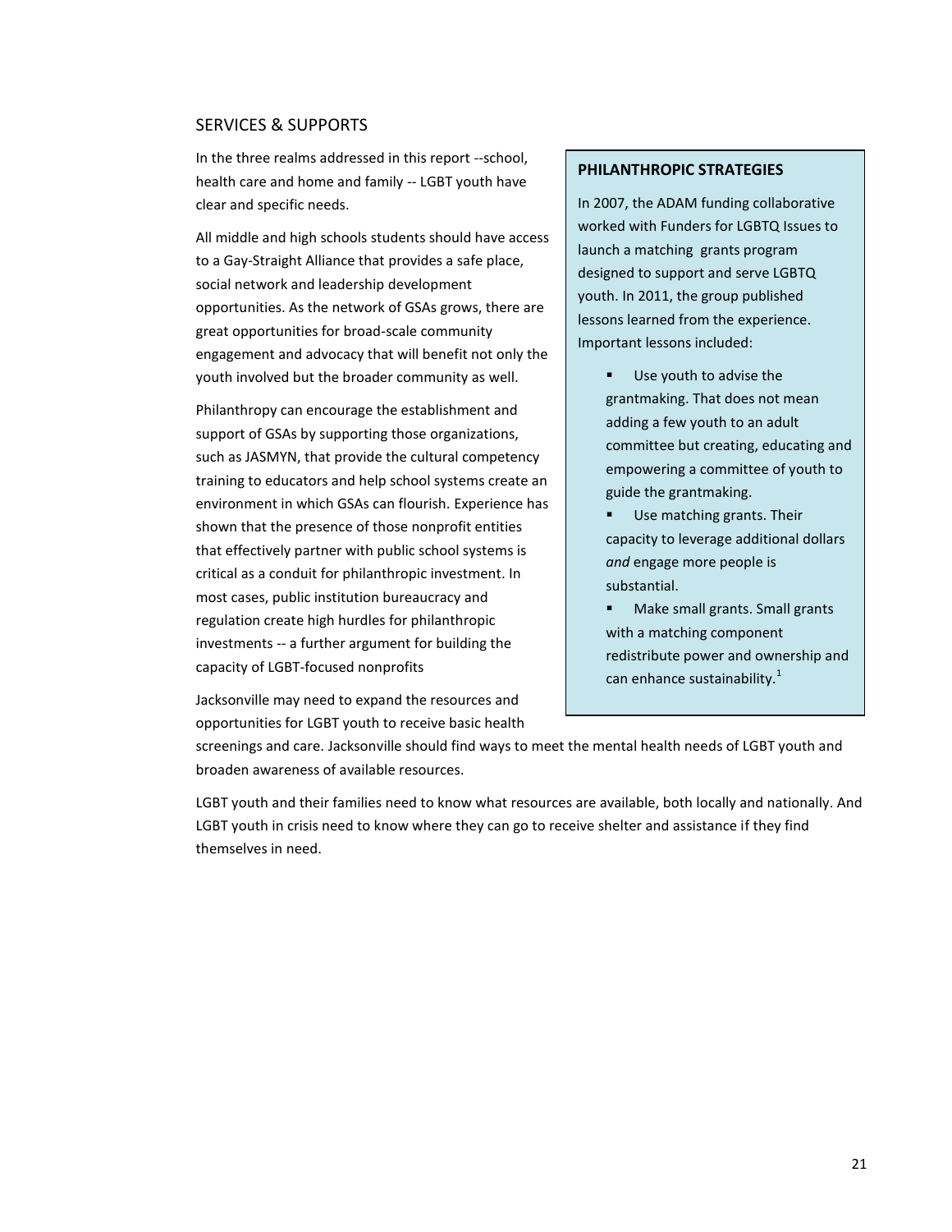## SERVICES & SUPPORTS

In the three realms addressed in this report --school, health care and home and family -- LGBT youth have clear and specific needs.

All middle and high schools students should have access to a Gay-Straight Alliance that provides a safe place, social network and leadership development opportunities. As the network of GSAs grows, there are great opportunities for broad-scale community engagement and advocacy that will benefit not only the youth involved but the broader community as well.

Philanthropy can encourage the establishment and support of GSAs by supporting those organizations, such as JASMYN, that provide the cultural competency training to educators and help school systems create an environment in which GSAs can flourish. Experience has shown that the presence of those nonprofit entities that effectively partner with public school systems is critical as a conduit for philanthropic investment. In most cases, public institution bureaucracy and regulation create high hurdles for philanthropic investments -- a further argument for building the capacity of LGBT-focused nonprofits

Jacksonville may need to expand the resources and opportunities for LGBT youth to receive basic health screenings and care. Jacksonville should find ways to meet the mental health needs of LGBT youth and broaden awareness of available resources.

LGBT youth and their families need to know what resources are available, both locally and nationally. And LGBT youth in crisis need to know where they can go to receive shelter and assistance if they find themselves in need.

### PHILANTHROPIC STRATEGIES

In 2007, the ADAM funding collaborative worked with Funders for LGBTQ Issues to launch a matching grants program designed to support and serve LGBTQ youth. In 2011, the group published lessons learned from the experience. Important lessons included:

- Use youth to advise the grantmaking. That does not mean adding a few youth to an adult committee but creating, educating and empowering a committee of youth to guide the grantmaking.
- Use matching grants. Their capacity to leverage additional dollars *and* engage more people is substantial.
- Make small grants. Small grants with a matching component redistribute power and ownership and can enhance sustainability.[1]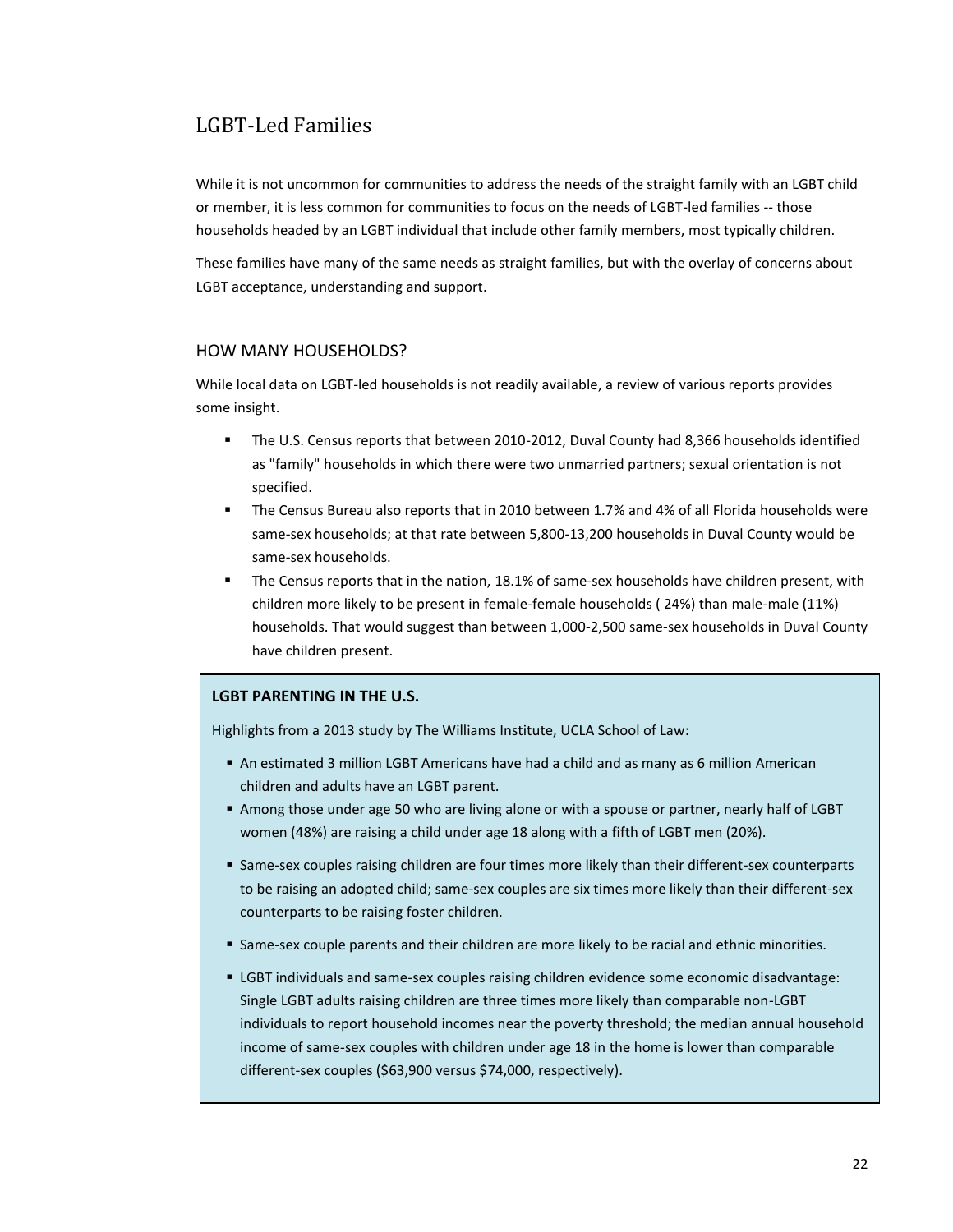## LGBT-Led Families

While it is not uncommon for communities to address the needs of the straight family with an LGBT child or member, it is less common for communities to focus on the needs of LGBT-led families -- those households headed by an LGBT individual that include other family members, most typically children.

These families have many of the same needs as straight families, but with the overlay of concerns about LGBT acceptance, understanding and support.

### HOW MANY HOUSEHOLDS?

While local data on LGBT-led households is not readily available, a review of various reports provides some insight.

- The U.S. Census reports that between 2010-2012, Duval County had 8,366 households identified as "family" households in which there were two unmarried partners; sexual orientation is not specified.
- The Census Bureau also reports that in 2010 between 1.7% and 4% of all Florida households were same-sex households; at that rate between 5,800-13,200 households in Duval County would be same-sex households.
- The Census reports that in the nation, 18.1% of same-sex households have children present, with children more likely to be present in female-female households ( 24%) than male-male (11%) households. That would suggest than between 1,000-2,500 same-sex households in Duval County have children present.

**LGBT PARENTING IN THE U.S.**

Highlights from a 2013 study by The Williams Institute, UCLA School of Law:

- An estimated 3 million LGBT Americans have had a child and as many as 6 million American children and adults have an LGBT parent.
- Among those under age 50 who are living alone or with a spouse or partner, nearly half of LGBT women (48%) are raising a child under age 18 along with a fifth of LGBT men (20%).
- Same-sex couples raising children are four times more likely than their different-sex counterparts to be raising an adopted child; same-sex couples are six times more likely than their different-sex counterparts to be raising foster children.
- Same-sex couple parents and their children are more likely to be racial and ethnic minorities.
- LGBT individuals and same-sex couples raising children evidence some economic disadvantage: Single LGBT adults raising children are three times more likely than comparable non-LGBT individuals to report household incomes near the poverty threshold; the median annual household income of same-sex couples with children under age 18 in the home is lower than comparable different-sex couples ($63,900 versus $74,000, respectively).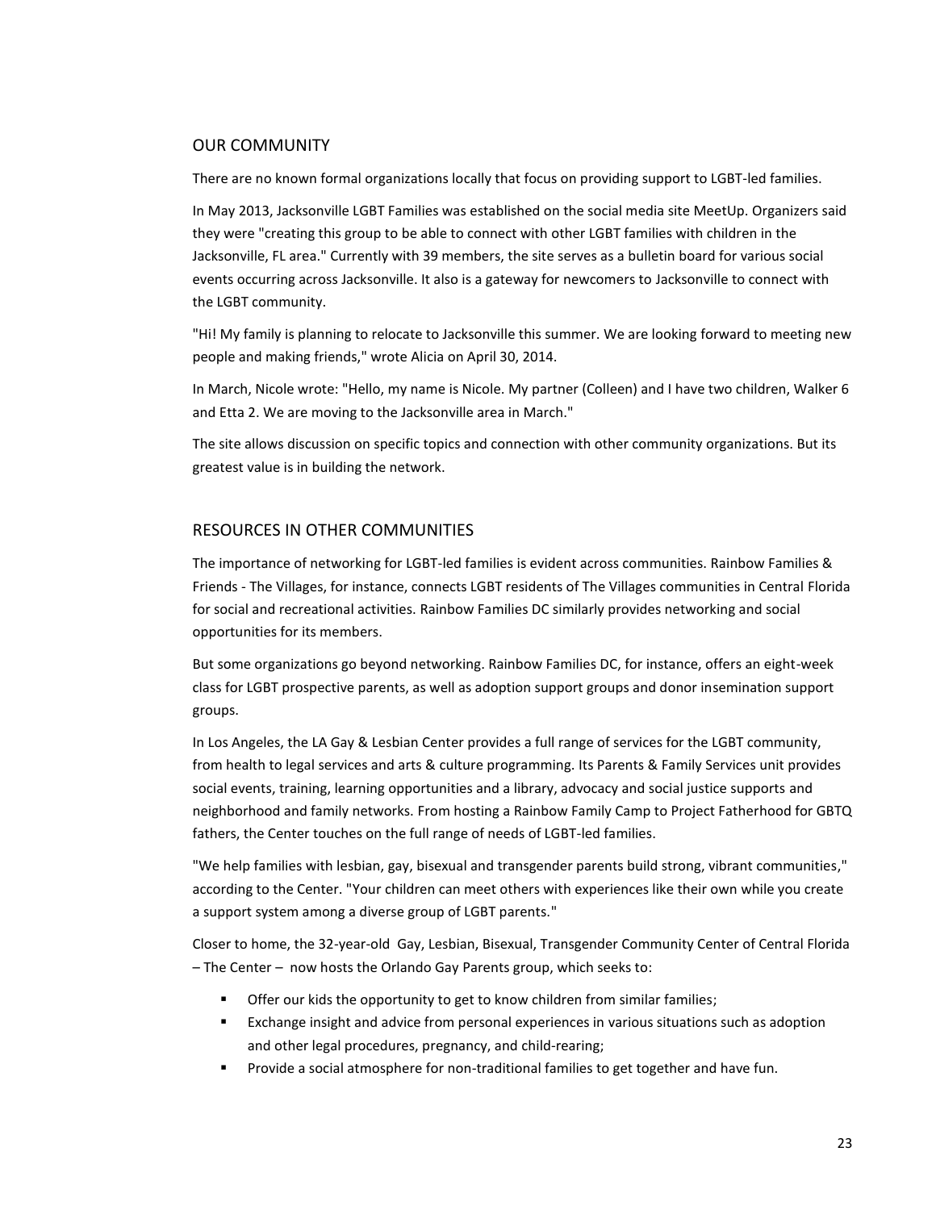## OUR COMMUNITY

There are no known formal organizations locally that focus on providing support to LGBT-led families.

In May 2013, Jacksonville LGBT Families was established on the social media site MeetUp. Organizers said they were "creating this group to be able to connect with other LGBT families with children in the Jacksonville, FL area." Currently with 39 members, the site serves as a bulletin board for various social events occurring across Jacksonville. It also is a gateway for newcomers to Jacksonville to connect with the LGBT community.

"Hi! My family is planning to relocate to Jacksonville this summer. We are looking forward to meeting new people and making friends," wrote Alicia on April 30, 2014.

In March, Nicole wrote: "Hello, my name is Nicole. My partner (Colleen) and I have two children, Walker 6 and Etta 2. We are moving to the Jacksonville area in March."

The site allows discussion on specific topics and connection with other community organizations. But its greatest value is in building the network.

## RESOURCES IN OTHER COMMUNITIES

The importance of networking for LGBT-led families is evident across communities. Rainbow Families & Friends - The Villages, for instance, connects LGBT residents of The Villages communities in Central Florida for social and recreational activities. Rainbow Families DC similarly provides networking and social opportunities for its members.

But some organizations go beyond networking. Rainbow Families DC, for instance, offers an eight-week class for LGBT prospective parents, as well as adoption support groups and donor insemination support groups.

In Los Angeles, the LA Gay & Lesbian Center provides a full range of services for the LGBT community, from health to legal services and arts & culture programming. Its Parents & Family Services unit provides social events, training, learning opportunities and a library, advocacy and social justice supports and neighborhood and family networks. From hosting a Rainbow Family Camp to Project Fatherhood for GBTQ fathers, the Center touches on the full range of needs of LGBT-led families.

"We help families with lesbian, gay, bisexual and transgender parents build strong, vibrant communities," according to the Center. "Your children can meet others with experiences like their own while you create a support system among a diverse group of LGBT parents."

Closer to home, the 32-year-old Gay, Lesbian, Bisexual, Transgender Community Center of Central Florida – The Center – now hosts the Orlando Gay Parents group, which seeks to:

- Offer our kids the opportunity to get to know children from similar families;
- Exchange insight and advice from personal experiences in various situations such as adoption and other legal procedures, pregnancy, and child-rearing;
- Provide a social atmosphere for non-traditional families to get together and have fun.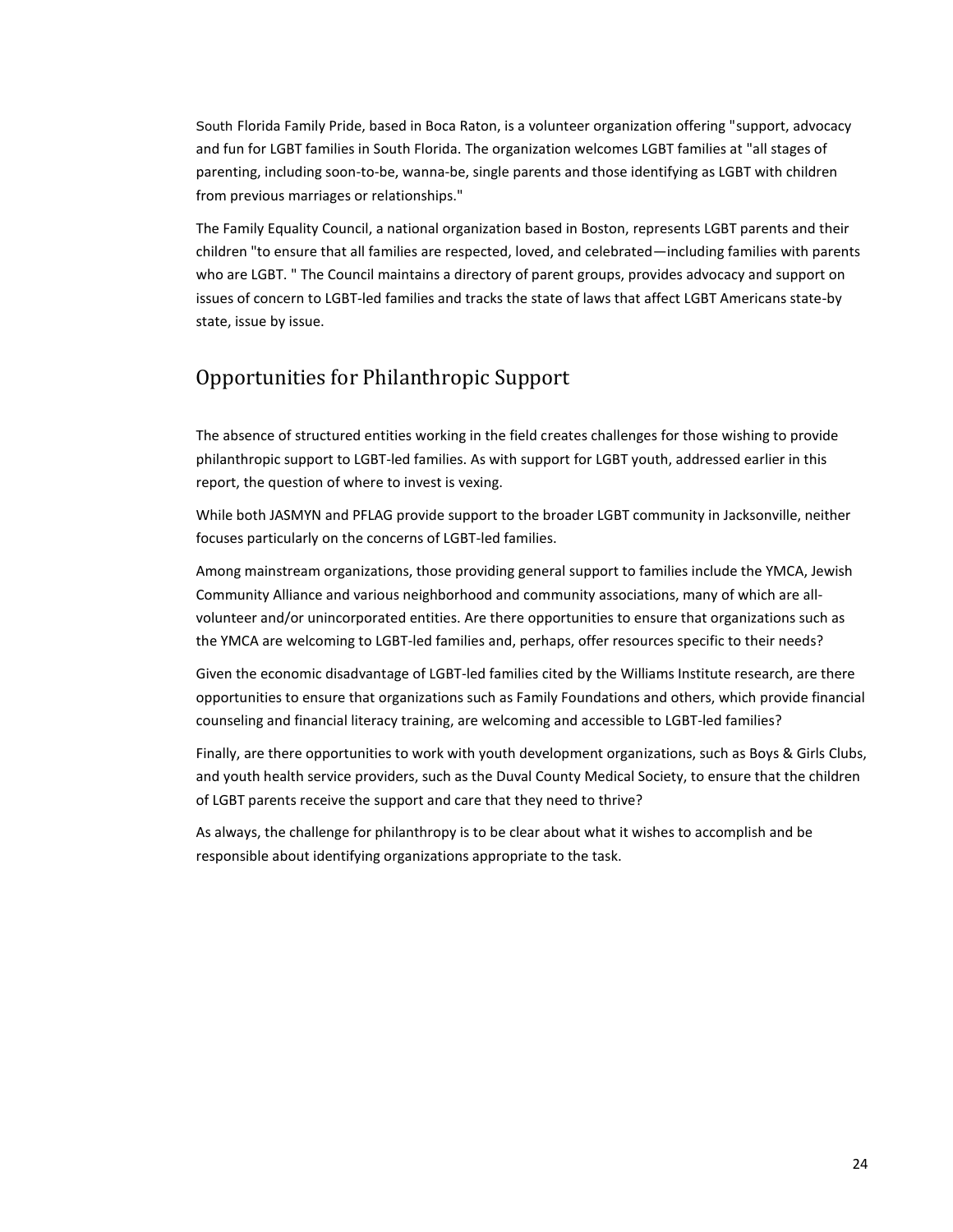South Florida Family Pride, based in Boca Raton, is a volunteer organization offering "support, advocacy and fun for LGBT families in South Florida. The organization welcomes LGBT families at "all stages of parenting, including soon-to-be, wanna-be, single parents and those identifying as LGBT with children from previous marriages or relationships."

The Family Equality Council, a national organization based in Boston, represents LGBT parents and their children "to ensure that all families are respected, loved, and celebrated—including families with parents who are LGBT. " The Council maintains a directory of parent groups, provides advocacy and support on issues of concern to LGBT-led families and tracks the state of laws that affect LGBT Americans state-by state, issue by issue.

## Opportunities for Philanthropic Support

The absence of structured entities working in the field creates challenges for those wishing to provide philanthropic support to LGBT-led families. As with support for LGBT youth, addressed earlier in this report, the question of where to invest is vexing.

While both JASMYN and PFLAG provide support to the broader LGBT community in Jacksonville, neither focuses particularly on the concerns of LGBT-led families.

Among mainstream organizations, those providing general support to families include the YMCA, Jewish Community Alliance and various neighborhood and community associations, many of which are all-volunteer and/or unincorporated entities. Are there opportunities to ensure that organizations such as the YMCA are welcoming to LGBT-led families and, perhaps, offer resources specific to their needs?

Given the economic disadvantage of LGBT-led families cited by the Williams Institute research, are there opportunities to ensure that organizations such as Family Foundations and others, which provide financial counseling and financial literacy training, are welcoming and accessible to LGBT-led families?

Finally, are there opportunities to work with youth development organizations, such as Boys & Girls Clubs, and youth health service providers, such as the Duval County Medical Society, to ensure that the children of LGBT parents receive the support and care that they need to thrive?

As always, the challenge for philanthropy is to be clear about what it wishes to accomplish and be responsible about identifying organizations appropriate to the task.